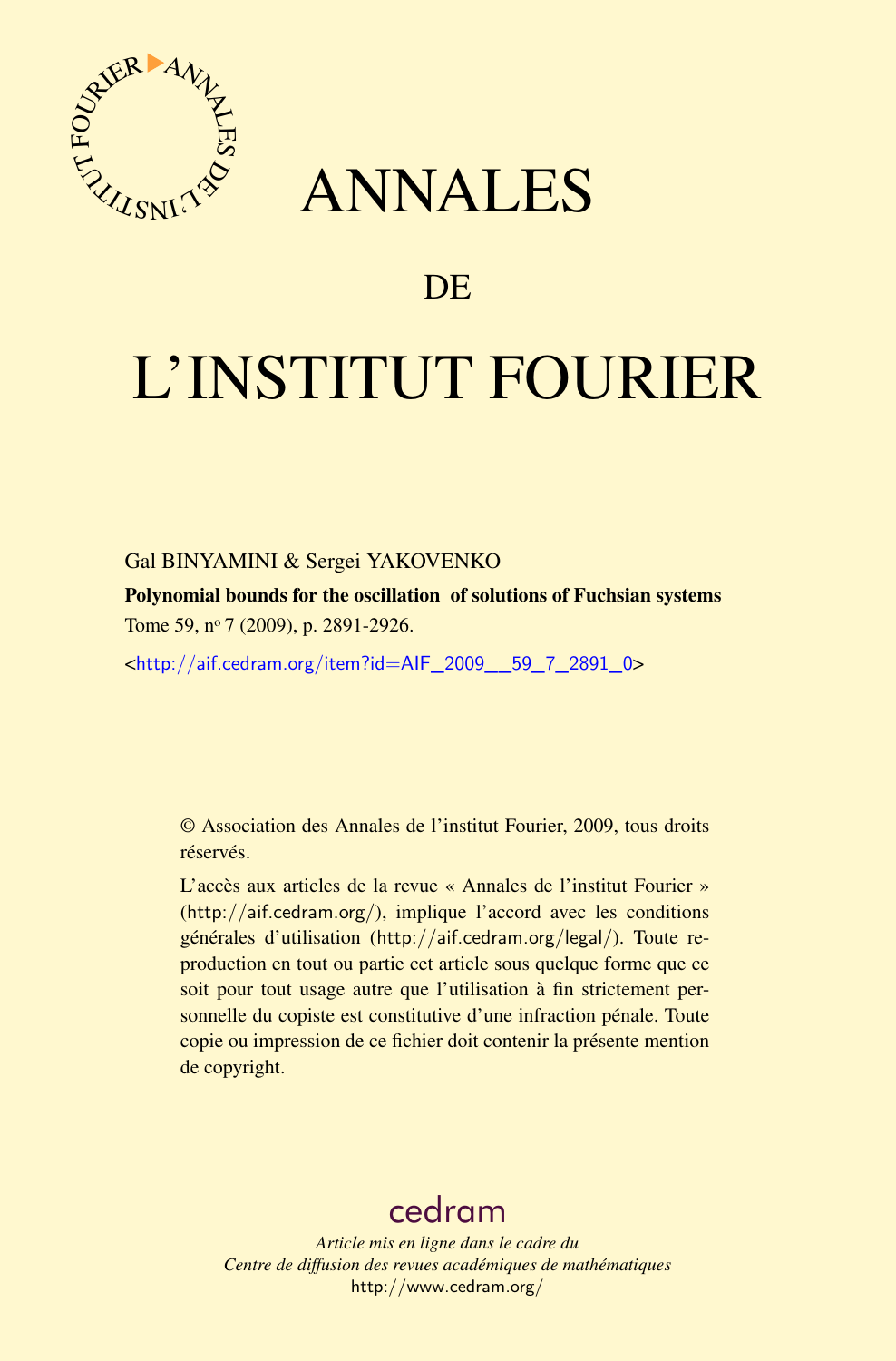# ANNALES

## DE

# L'INSTITUT FOURIER

Gal BINYAMINI & Sergei YAKOVENKO

**Polynomial bounds for the oscillation of solutions of Fuchsian systems**

Tome 59, nº 7 (2009), p. 2891-2926.

<http://aif.cedram.org/item?id=AIF_2009__59_7_2891_0>

© Association des Annales de l'institut Fourier, 2009, tous droits réservés.

L'accès aux articles de la revue « Annales de l'institut Fourier » (http://aif.cedram.org/), implique l'accord avec les conditions générales d'utilisation (http://aif.cedram.org/legal/). Toute reproduction en tout ou partie cet article sous quelque forme que ce soit pour tout usage autre que l'utilisation à fin strictement personnelle du copiste est constitutive d'une infraction pénale. Toute copie ou impression de ce fichier doit contenir la présente mention de copyright.

cedram

*Article mis en ligne dans le cadre du*
*Centre de diffusion des revues académiques de mathématiques*
http://www.cedram.org/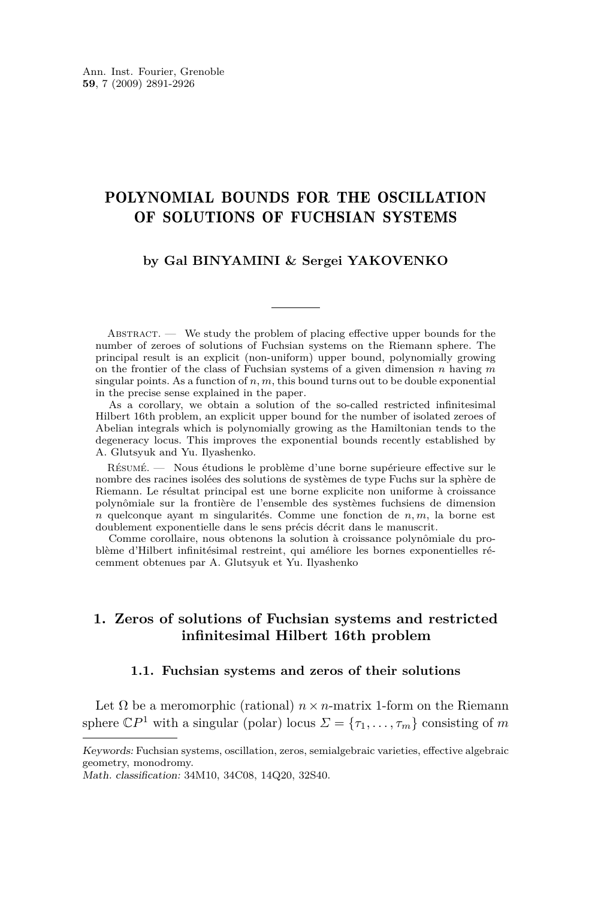Ann. Inst. Fourier, Grenoble
**59**, 7 (2009) 2891-2926

# POLYNOMIAL BOUNDS FOR THE OSCILLATION OF SOLUTIONS OF FUCHSIAN SYSTEMS

**by Gal BINYAMINI & Sergei YAKOVENKO**

Abstract. — We study the problem of placing effective upper bounds for the number of zeroes of solutions of Fuchsian systems on the Riemann sphere. The principal result is an explicit (non-uniform) upper bound, polynomially growing on the frontier of the class of Fuchsian systems of a given dimension $n$ having $m$ singular points. As a function of $n, m$, this bound turns out to be double exponential in the precise sense explained in the paper.

As a corollary, we obtain a solution of the so-called restricted infinitesimal Hilbert 16th problem, an explicit upper bound for the number of isolated zeroes of Abelian integrals which is polynomially growing as the Hamiltonian tends to the degeneracy locus. This improves the exponential bounds recently established by A. Glutsyuk and Yu. Ilyashenko.

Résumé. — Nous étudions le problème d'une borne supérieure effective sur le nombre des racines isolées des solutions de systèmes de type Fuchs sur la sphère de Riemann. Le résultat principal est une borne explicite non uniforme à croissance polynômiale sur la frontière de l'ensemble des systèmes fuchsiens de dimension $n$ quelconque ayant m singularités. Comme une fonction de $n, m$, la borne est doublement exponentielle dans le sens précis décrit dans le manuscrit.

Comme corollaire, nous obtenons la solution à croissance polynômiale du problème d'Hilbert infinitésimal restreint, qui améliore les bornes exponentielles récemment obtenues par A. Glutsyuk et Yu. Ilyashenko

## 1. Zeros of solutions of Fuchsian systems and restricted infinitesimal Hilbert 16th problem

### 1.1. Fuchsian systems and zeros of their solutions

Let $\Omega$ be a meromorphic (rational) $n \times n$-matrix 1-form on the Riemann sphere $\mathbb{C}P^1$ with a singular (polar) locus $\Sigma = \{\tau_1, \dots, \tau_m\}$ consisting of $m$

*Keywords:* Fuchsian systems, oscillation, zeros, semialgebraic varieties, effective algebraic geometry, monodromy.
*Math. classification:* 34M10, 34C08, 14Q20, 32S40.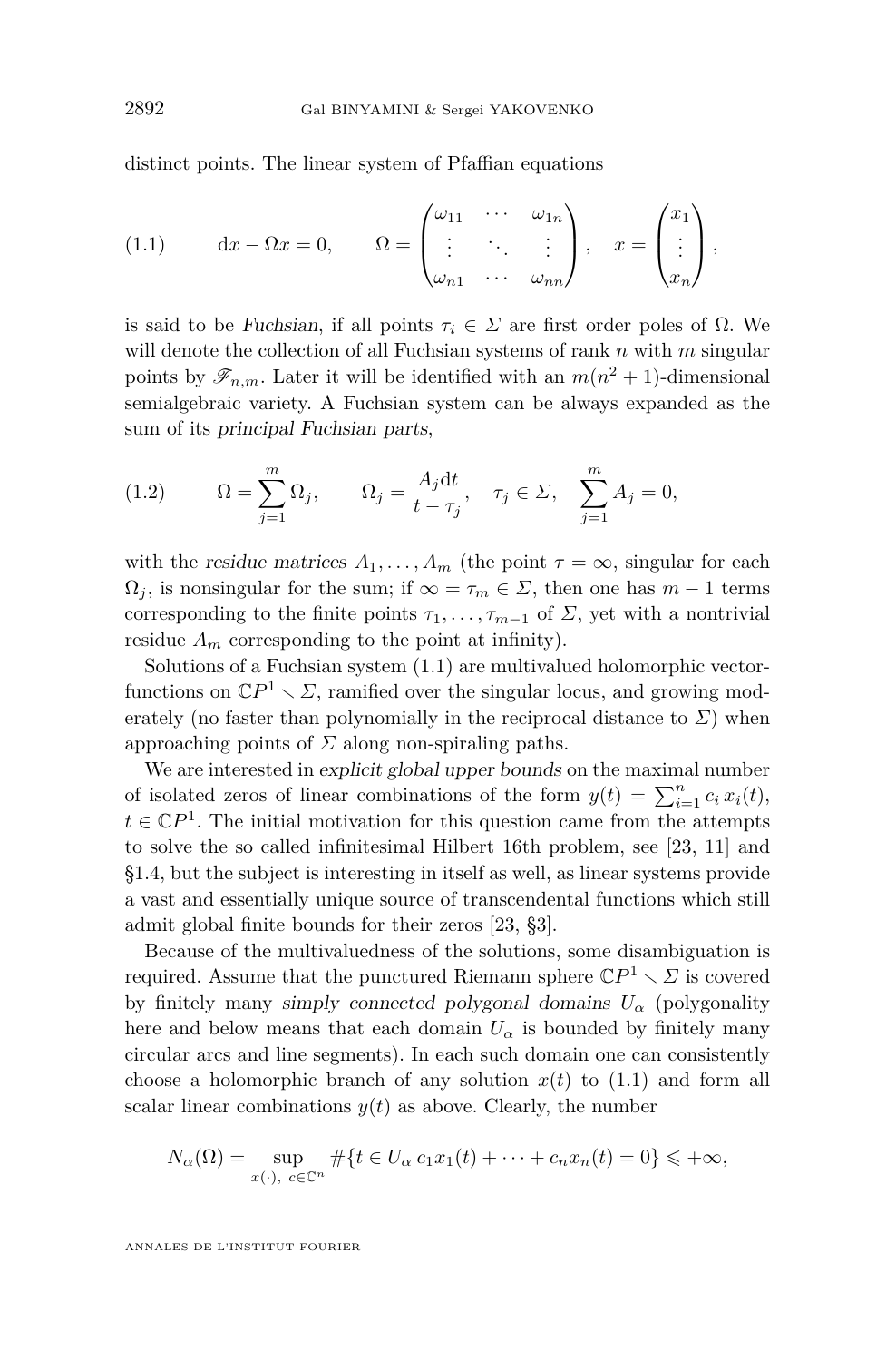distinct points. The linear system of Pfaffian equations

$$
\mathrm{d}x - \Omega x = 0, \qquad \Omega = \begin{pmatrix} \omega_{11} & \cdots & \omega_{1n} \\ \vdots & \ddots & \vdots \\ \omega_{n1} & \cdots & \omega_{nn} \end{pmatrix}, \quad x = \begin{pmatrix} x_1 \\ \vdots \\ x_n \end{pmatrix}, \tag{1.1}
$$

is said to be *Fuchsian*, if all points $\tau_i \in \Sigma$ are first order poles of $\Omega$. We will denote the collection of all Fuchsian systems of rank $n$ with $m$ singular points by $\mathscr{F}_{n,m}$. Later it will be identified with an $m(n^2+1)$-dimensional semialgebraic variety. A Fuchsian system can be always expanded as the sum of its *principal Fuchsian parts*,

$$
\Omega = \sum_{j=1}^{m} \Omega_j, \qquad \Omega_j = \frac{A_j \mathrm{d}t}{t - \tau_j}, \quad \tau_j \in \Sigma, \quad \sum_{j=1}^{m} A_j = 0, \tag{1.2}
$$

with the *residue matrices* $A_1, \ldots, A_m$ (the point $\tau = \infty$, singular for each $\Omega_j$, is nonsingular for the sum; if $\infty = \tau_m \in \Sigma$, then one has $m-1$ terms corresponding to the finite points $\tau_1, \ldots, \tau_{m-1}$ of $\Sigma$, yet with a nontrivial residue $A_m$ corresponding to the point at infinity).

Solutions of a Fuchsian system (1.1) are multivalued holomorphic vector-functions on $\mathbb{C}P^1 \smallsetminus \Sigma$, ramified over the singular locus, and growing moderately (no faster than polynomially in the reciprocal distance to $\Sigma$) when approaching points of $\Sigma$ along non-spiraling paths.

We are interested in *explicit global upper bounds* on the maximal number of isolated zeros of linear combinations of the form $y(t) = \sum_{i=1}^{n} c_i \, x_i(t)$, $t \in \mathbb{C}P^1$. The initial motivation for this question came from the attempts to solve the so called infinitesimal Hilbert 16th problem, see [23, 11] and §1.4, but the subject is interesting in itself as well, as linear systems provide a vast and essentially unique source of transcendental functions which still admit global finite bounds for their zeros [23, §3].

Because of the multivaluedness of the solutions, some disambiguation is required. Assume that the punctured Riemann sphere $\mathbb{C}P^1 \smallsetminus \Sigma$ is covered by finitely many *simply connected polygonal domains* $U_\alpha$ (polygonality here and below means that each domain $U_\alpha$ is bounded by finitely many circular arcs and line segments). In each such domain one can consistently choose a holomorphic branch of any solution $x(t)$ to (1.1) and form all scalar linear combinations $y(t)$ as above. Clearly, the number

$$
N_\alpha(\Omega) = \sup_{x(\cdot),\ c \in \mathbb{C}^n} \#\{t \in U_\alpha \; c_1 x_1(t) + \cdots + c_n x_n(t) = 0\} \leqslant +\infty,
$$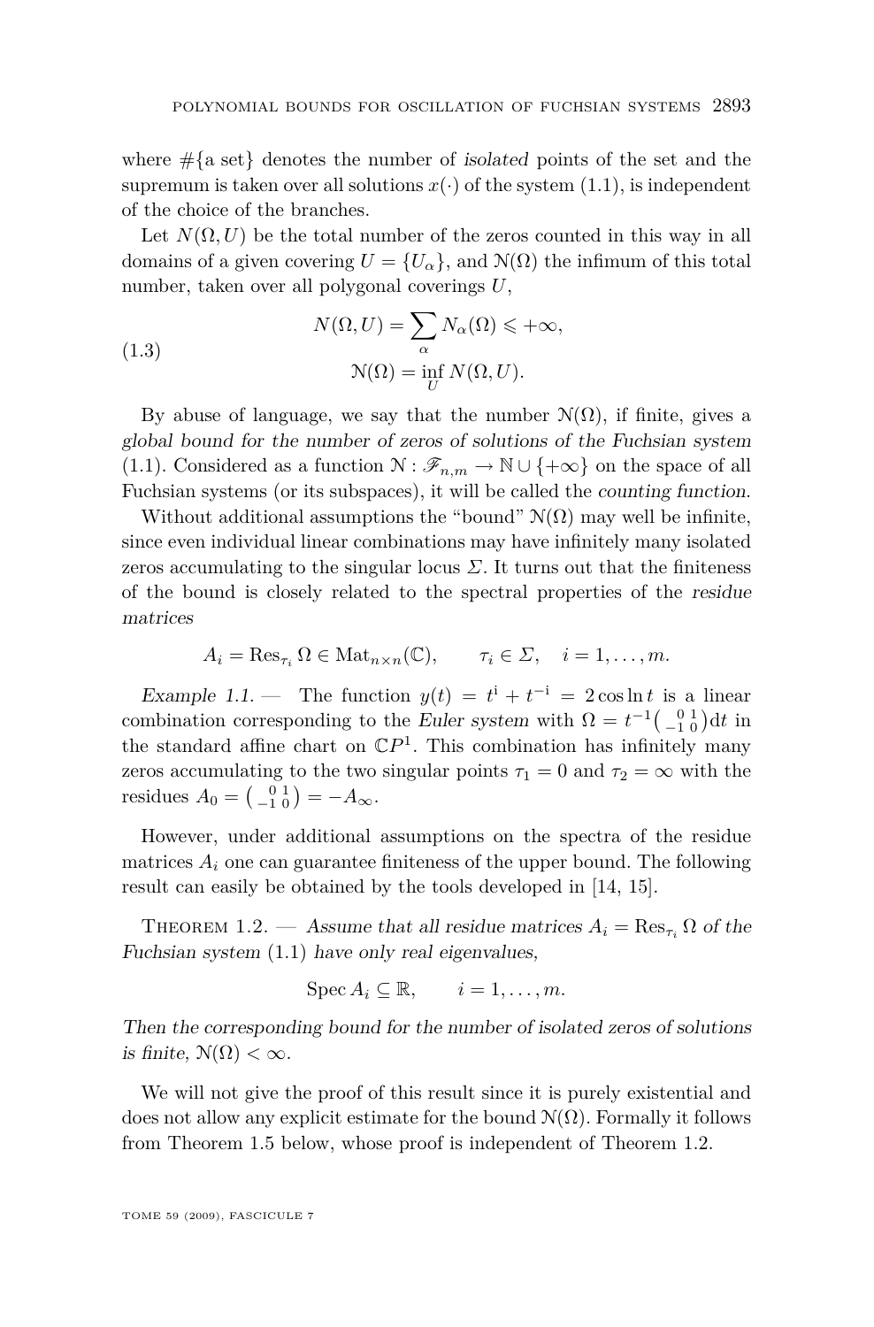where $\#\{\text{a set}\}$ denotes the number of *isolated* points of the set and the supremum is taken over all solutions $x(\cdot)$ of the system (1.1), is independent of the choice of the branches.

Let $N(\Omega, U)$ be the total number of the zeros counted in this way in all domains of a given covering $U = \{U_\alpha\}$, and $\mathcal{N}(\Omega)$ the infimum of this total number, taken over all polygonal coverings $U$,

$$
\begin{aligned}
N(\Omega, U) &= \sum_\alpha N_\alpha(\Omega) \leqslant +\infty, \\
\mathcal{N}(\Omega) &= \inf_U N(\Omega, U).
\end{aligned}
\tag{1.3}
$$

By abuse of language, we say that the number $\mathcal{N}(\Omega)$, if finite, gives a *global bound for the number of zeros of solutions of the Fuchsian system* (1.1). Considered as a function $\mathcal{N} : \mathscr{F}_{n,m} \to \mathbb{N} \cup \{+\infty\}$ on the space of all Fuchsian systems (or its subspaces), it will be called the *counting function*.

Without additional assumptions the "bound" $\mathcal{N}(\Omega)$ may well be infinite, since even individual linear combinations may have infinitely many isolated zeros accumulating to the singular locus $\Sigma$. It turns out that the finiteness of the bound is closely related to the spectral properties of the *residue matrices*

$$
A_i = \operatorname{Res}_{\tau_i} \Omega \in \operatorname{Mat}_{n\times n}(\mathbb{C}), \qquad \tau_i \in \Sigma, \quad i = 1, \dots, m.
$$

*Example 1.1.* — The function $y(t) = t^{\mathrm{i}} + t^{-\mathrm{i}} = 2\cos\ln t$ is a linear combination corresponding to the *Euler system* with $\Omega = t^{-1}\left(\begin{smallmatrix} 0 & 1 \\ -1 & 0 \end{smallmatrix}\right)\mathrm{d}t$ in the standard affine chart on $\mathbb{C}P^1$. This combination has infinitely many zeros accumulating to the two singular points $\tau_1 = 0$ and $\tau_2 = \infty$ with the residues $A_0 = \left(\begin{smallmatrix} 0 & 1 \\ -1 & 0 \end{smallmatrix}\right) = -A_\infty$.

However, under additional assumptions on the spectra of the residue matrices $A_i$ one can guarantee finiteness of the upper bound. The following result can easily be obtained by the tools developed in [14, 15].

Theorem 1.2. — *Assume that all residue matrices $A_i = \operatorname{Res}_{\tau_i} \Omega$ of the Fuchsian system* (1.1) *have only real eigenvalues,*

$$
\operatorname{Spec} A_i \subseteq \mathbb{R}, \qquad i = 1, \dots, m.
$$

*Then the corresponding bound for the number of isolated zeros of solutions is finite, $\mathcal{N}(\Omega) < \infty$.*

We will not give the proof of this result since it is purely existential and does not allow any explicit estimate for the bound $\mathcal{N}(\Omega)$. Formally it follows from Theorem 1.5 below, whose proof is independent of Theorem 1.2.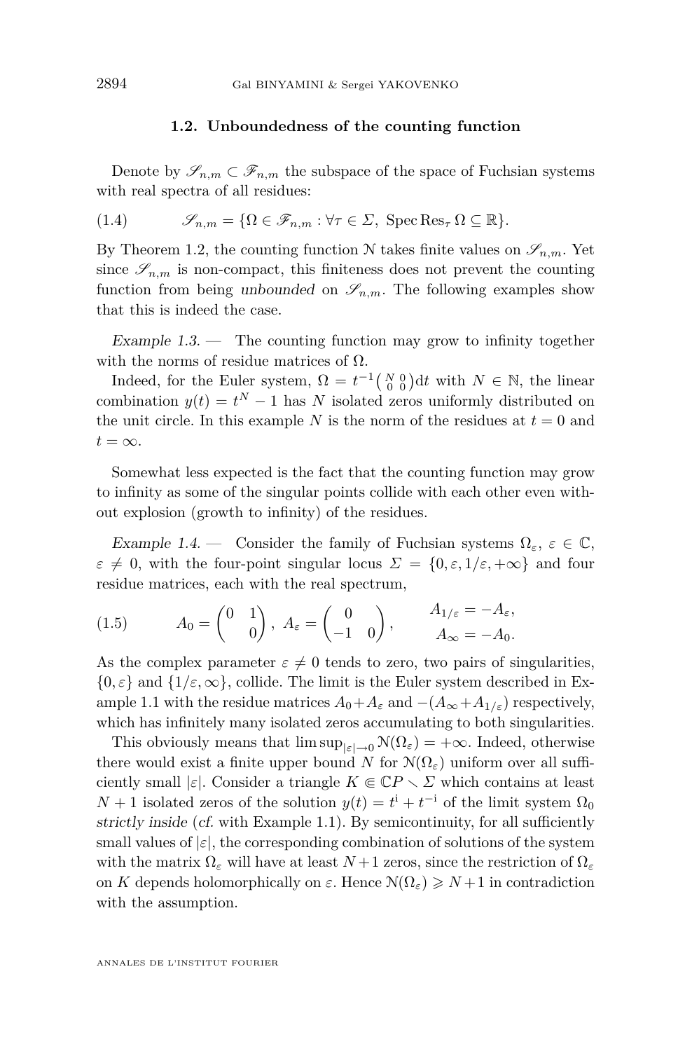### 1.2. Unboundedness of the counting function

Denote by $\mathscr{S}_{n,m} \subset \mathscr{F}_{n,m}$ the subspace of the space of Fuchsian systems with real spectra of all residues:

$$\mathscr{S}_{n,m} = \{\Omega \in \mathscr{F}_{n,m} : \forall \tau \in \Sigma,\ \operatorname{Spec} \operatorname{Res}_\tau \Omega \subseteq \mathbb{R}\}. \tag{1.4}$$

By Theorem 1.2, the counting function $\mathcal{N}$ takes finite values on $\mathscr{S}_{n,m}$. Yet since $\mathscr{S}_{n,m}$ is non-compact, this finiteness does not prevent the counting function from being *unbounded* on $\mathscr{S}_{n,m}$. The following examples show that this is indeed the case.

*Example 1.3.* — The counting function may grow to infinity together with the norms of residue matrices of $\Omega$.

Indeed, for the Euler system, $\Omega = t^{-1}\left(\begin{smallmatrix} N & 0 \\ 0 & 0 \end{smallmatrix}\right)\mathrm{d}t$ with $N \in \mathbb{N}$, the linear combination $y(t) = t^N - 1$ has $N$ isolated zeros uniformly distributed on the unit circle. In this example $N$ is the norm of the residues at $t = 0$ and $t = \infty$.

Somewhat less expected is the fact that the counting function may grow to infinity as some of the singular points collide with each other even without explosion (growth to infinity) of the residues.

*Example 1.4.* — Consider the family of Fuchsian systems $\Omega_\varepsilon$, $\varepsilon \in \mathbb{C}$, $\varepsilon \neq 0$, with the four-point singular locus $\Sigma = \{0, \varepsilon, 1/\varepsilon, +\infty\}$ and four residue matrices, each with the real spectrum,

$$A_0 = \begin{pmatrix} 0 & 1 \\ & 0 \end{pmatrix},\ A_\varepsilon = \begin{pmatrix} 0 & \\ -1 & 0 \end{pmatrix}, \qquad \begin{matrix} A_{1/\varepsilon} = -A_\varepsilon, \\ A_\infty = -A_0. \end{matrix} \tag{1.5}$$

As the complex parameter $\varepsilon \neq 0$ tends to zero, two pairs of singularities, $\{0, \varepsilon\}$ and $\{1/\varepsilon, \infty\}$, collide. The limit is the Euler system described in Example 1.1 with the residue matrices $A_0 + A_\varepsilon$ and $-(A_\infty + A_{1/\varepsilon})$ respectively, which has infinitely many isolated zeros accumulating to both singularities.

This obviously means that $\limsup_{|\varepsilon| \to 0} \mathcal{N}(\Omega_\varepsilon) = +\infty$. Indeed, otherwise there would exist a finite upper bound $N$ for $\mathcal{N}(\Omega_\varepsilon)$ uniform over all sufficiently small $|\varepsilon|$. Consider a triangle $K \Subset \mathbb{C}P \smallsetminus \Sigma$ which contains at least $N+1$ isolated zeros of the solution $y(t) = t^{\mathrm{i}} + t^{-\mathrm{i}}$ of the limit system $\Omega_0$ *strictly inside* (*cf.* with Example 1.1). By semicontinuity, for all sufficiently small values of $|\varepsilon|$, the corresponding combination of solutions of the system with the matrix $\Omega_\varepsilon$ will have at least $N+1$ zeros, since the restriction of $\Omega_\varepsilon$ on $K$ depends holomorphically on $\varepsilon$. Hence $\mathcal{N}(\Omega_\varepsilon) \geqslant N+1$ in contradiction with the assumption.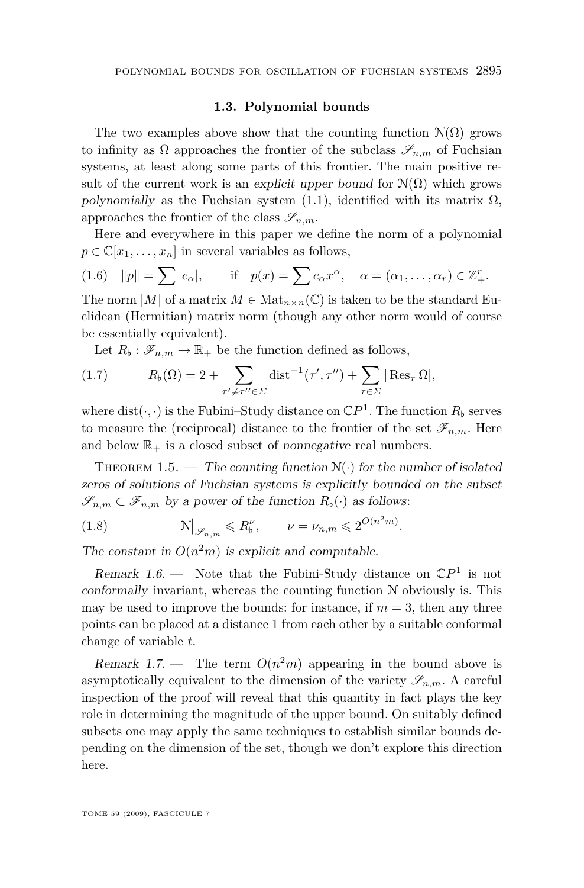### 1.3. Polynomial bounds

The two examples above show that the counting function $\mathcal{N}(\Omega)$ grows to infinity as $\Omega$ approaches the frontier of the subclass $\mathscr{S}_{n,m}$ of Fuchsian systems, at least along some parts of this frontier. The main positive result of the current work is an *explicit upper bound* for $\mathcal{N}(\Omega)$ which grows *polynomially* as the Fuchsian system (1.1), identified with its matrix $\Omega$, approaches the frontier of the class $\mathscr{S}_{n,m}$.

Here and everywhere in this paper we define the norm of a polynomial $p \in \mathbb{C}[x_1, \dots, x_n]$ in several variables as follows,

$$\|p\| = \sum |c_\alpha|, \qquad \text{if} \quad p(x) = \sum c_\alpha x^\alpha, \quad \alpha = (\alpha_1, \dots, \alpha_r) \in \mathbb{Z}_+^r. \tag{1.6}$$

The norm $|M|$ of a matrix $M \in \operatorname{Mat}_{n\times n}(\mathbb{C})$ is taken to be the standard Euclidean (Hermitian) matrix norm (though any other norm would of course be essentially equivalent).

Let $R_\flat : \mathscr{F}_{n,m} \to \mathbb{R}_+$ be the function defined as follows,

$$R_\flat(\Omega) = 2 + \sum_{\tau' \neq \tau'' \in \Sigma} \operatorname{dist}^{-1}(\tau', \tau'') + \sum_{\tau \in \Sigma} |\operatorname{Res}_\tau \Omega|, \tag{1.7}$$

where $\operatorname{dist}(\cdot, \cdot)$ is the Fubini–Study distance on $\mathbb{C}P^1$. The function $R_\flat$ serves to measure the (reciprocal) distance to the frontier of the set $\mathscr{F}_{n,m}$. Here and below $\mathbb{R}_+$ is a closed subset of *nonnegative* real numbers.

Theorem 1.5. — *The counting function $\mathcal{N}(\cdot)$ for the number of isolated zeros of solutions of Fuchsian systems is explicitly bounded on the subset $\mathscr{S}_{n,m} \subset \mathscr{F}_{n,m}$ by a power of the function $R_\flat(\cdot)$ as follows*:

$$\mathcal{N}\big|_{\mathscr{S}_{n,m}} \leqslant R_\flat^\nu, \qquad \nu = \nu_{n,m} \leqslant 2^{O(n^2 m)}. \tag{1.8}$$

*The constant in $O(n^2 m)$ is explicit and computable.*

*Remark 1.6.* — Note that the Fubini-Study distance on $\mathbb{C}P^1$ is not *conformally* invariant, whereas the counting function $\mathcal{N}$ obviously is. This may be used to improve the bounds: for instance, if $m = 3$, then any three points can be placed at a distance 1 from each other by a suitable conformal change of variable $t$.

*Remark 1.7.* — The term $O(n^2 m)$ appearing in the bound above is asymptotically equivalent to the dimension of the variety $\mathscr{S}_{n,m}$. A careful inspection of the proof will reveal that this quantity in fact plays the key role in determining the magnitude of the upper bound. On suitably defined subsets one may apply the same techniques to establish similar bounds depending on the dimension of the set, though we don't explore this direction here.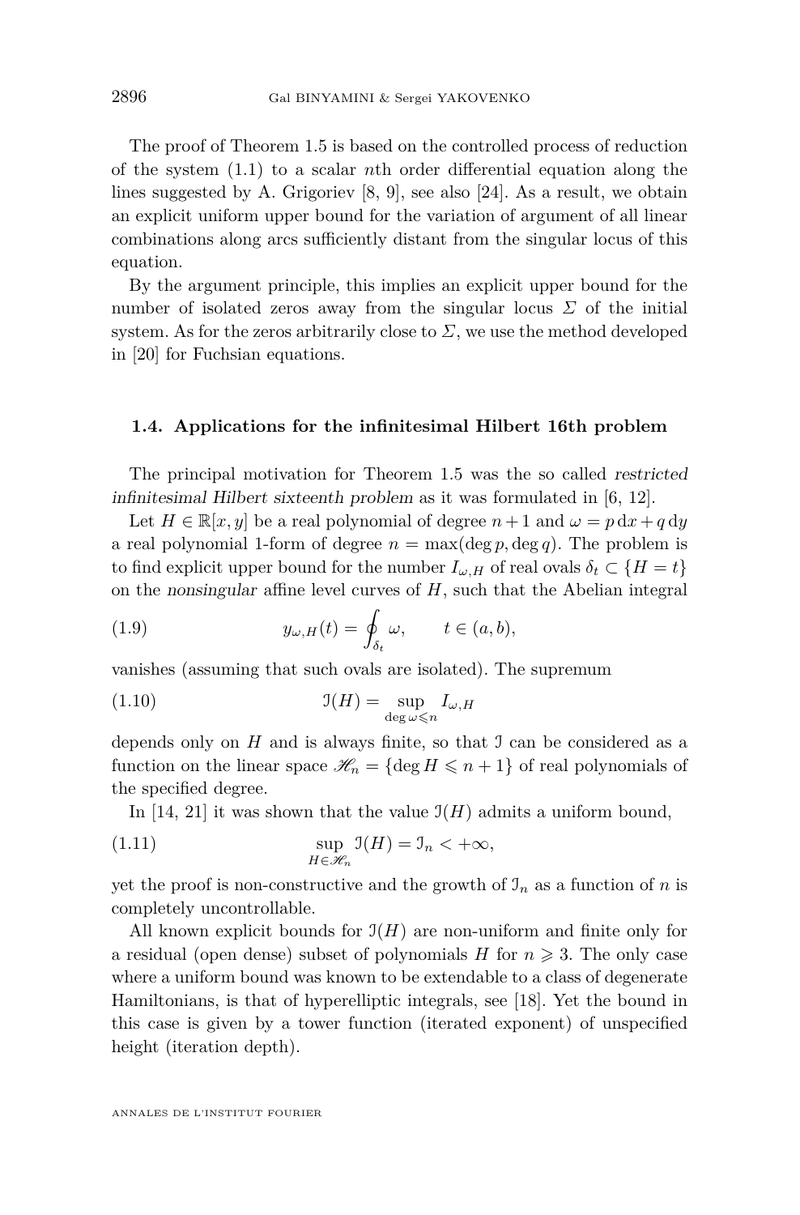The proof of Theorem 1.5 is based on the controlled process of reduction of the system (1.1) to a scalar $n$th order differential equation along the lines suggested by A. Grigoriev [8, 9], see also [24]. As a result, we obtain an explicit uniform upper bound for the variation of argument of all linear combinations along arcs sufficiently distant from the singular locus of this equation.

By the argument principle, this implies an explicit upper bound for the number of isolated zeros away from the singular locus $\Sigma$ of the initial system. As for the zeros arbitrarily close to $\Sigma$, we use the method developed in [20] for Fuchsian equations.

### 1.4. Applications for the infinitesimal Hilbert 16th problem

The principal motivation for Theorem 1.5 was the so called *restricted infinitesimal Hilbert sixteenth problem* as it was formulated in [6, 12].

Let $H \in \mathbb{R}[x, y]$ be a real polynomial of degree $n+1$ and $\omega = p\,\mathrm{d}x + q\,\mathrm{d}y$ a real polynomial 1-form of degree $n = \max(\deg p, \deg q)$. The problem is to find explicit upper bound for the number $I_{\omega,H}$ of real ovals $\delta_t \subset \{H = t\}$ on the *nonsingular* affine level curves of $H$, such that the Abelian integral

$$y_{\omega,H}(t) = \oint_{\delta_t} \omega, \qquad t \in (a, b), \tag{1.9}$$

vanishes (assuming that such ovals are isolated). The supremum

$$\mathcal{I}(H) = \sup_{\deg \omega \leqslant n} I_{\omega,H} \tag{1.10}$$

depends only on $H$ and is always finite, so that $\mathcal{I}$ can be considered as a function on the linear space $\mathscr{H}_n = \{\deg H \leqslant n+1\}$ of real polynomials of the specified degree.

In [14, 21] it was shown that the value $\mathcal{I}(H)$ admits a uniform bound,

$$\sup_{H \in \mathscr{H}_n} \mathcal{I}(H) = \mathcal{I}_n < +\infty, \tag{1.11}$$

yet the proof is non-constructive and the growth of $\mathcal{I}_n$ as a function of $n$ is completely uncontrollable.

All known explicit bounds for $\mathcal{I}(H)$ are non-uniform and finite only for a residual (open dense) subset of polynomials $H$ for $n \geqslant 3$. The only case where a uniform bound was known to be extendable to a class of degenerate Hamiltonians, is that of hyperelliptic integrals, see [18]. Yet the bound in this case is given by a tower function (iterated exponent) of unspecified height (iteration depth).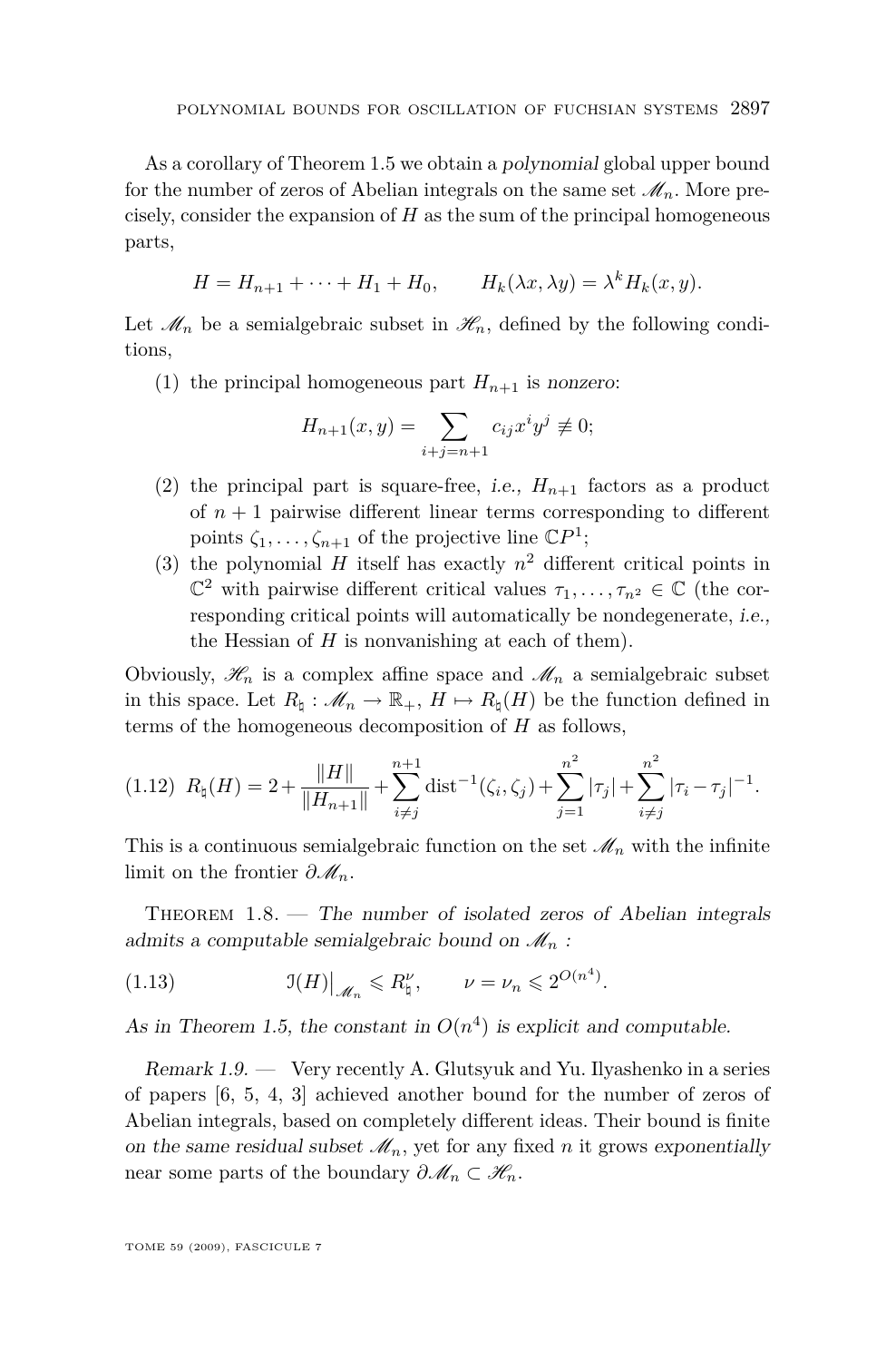As a corollary of Theorem 1.5 we obtain a *polynomial* global upper bound for the number of zeros of Abelian integrals on the same set $\mathscr{M}_n$. More precisely, consider the expansion of $H$ as the sum of the principal homogeneous parts,

$$H = H_{n+1} + \cdots + H_1 + H_0, \qquad H_k(\lambda x, \lambda y) = \lambda^k H_k(x, y).$$

Let $\mathscr{M}_n$ be a semialgebraic subset in $\mathscr{H}_n$, defined by the following conditions,

(1) the principal homogeneous part $H_{n+1}$ is *nonzero*:

$$H_{n+1}(x,y) = \sum_{i+j=n+1} c_{ij} x^i y^j \not\equiv 0;$$

(2) the principal part is square-free, *i.e.*, $H_{n+1}$ factors as a product of $n+1$ pairwise different linear terms corresponding to different points $\zeta_1, \ldots, \zeta_{n+1}$ of the projective line $\mathbb{C}P^1$;

(3) the polynomial $H$ itself has exactly $n^2$ different critical points in $\mathbb{C}^2$ with pairwise different critical values $\tau_1, \ldots, \tau_{n^2} \in \mathbb{C}$ (the corresponding critical points will automatically be nondegenerate, *i.e.*, the Hessian of $H$ is nonvanishing at each of them).

Obviously, $\mathscr{H}_n$ is a complex affine space and $\mathscr{M}_n$ a semialgebraic subset in this space. Let $R_\natural : \mathscr{M}_n \to \mathbb{R}_+$, $H \mapsto R_\natural(H)$ be the function defined in terms of the homogeneous decomposition of $H$ as follows,

$$R_\natural(H) = 2 + \frac{\|H\|}{\|H_{n+1}\|} + \sum_{i \neq j}^{n+1} \operatorname{dist}^{-1}(\zeta_i, \zeta_j) + \sum_{j=1}^{n^2} |\tau_j| + \sum_{i \neq j}^{n^2} |\tau_i - \tau_j|^{-1}. \tag{1.12}$$

This is a continuous semialgebraic function on the set $\mathscr{M}_n$ with the infinite limit on the frontier $\partial \mathscr{M}_n$.

Theorem 1.8. — *The number of isolated zeros of Abelian integrals admits a computable semialgebraic bound on $\mathscr{M}_n$ :*

$$\mathfrak{I}(H)\big|_{\mathscr{M}_n} \leqslant R_\natural^\nu, \qquad \nu = \nu_n \leqslant 2^{O(n^4)}. \tag{1.13}$$

*As in Theorem 1.5, the constant in $O(n^4)$ is explicit and computable.*

*Remark 1.9.* — Very recently A. Glutsyuk and Yu. Ilyashenko in a series of papers [6, 5, 4, 3] achieved another bound for the number of zeros of Abelian integrals, based on completely different ideas. Their bound is finite *on the same residual subset $\mathscr{M}_n$*, yet for any fixed $n$ it grows *exponentially* near some parts of the boundary $\partial \mathscr{M}_n \subset \mathscr{H}_n$.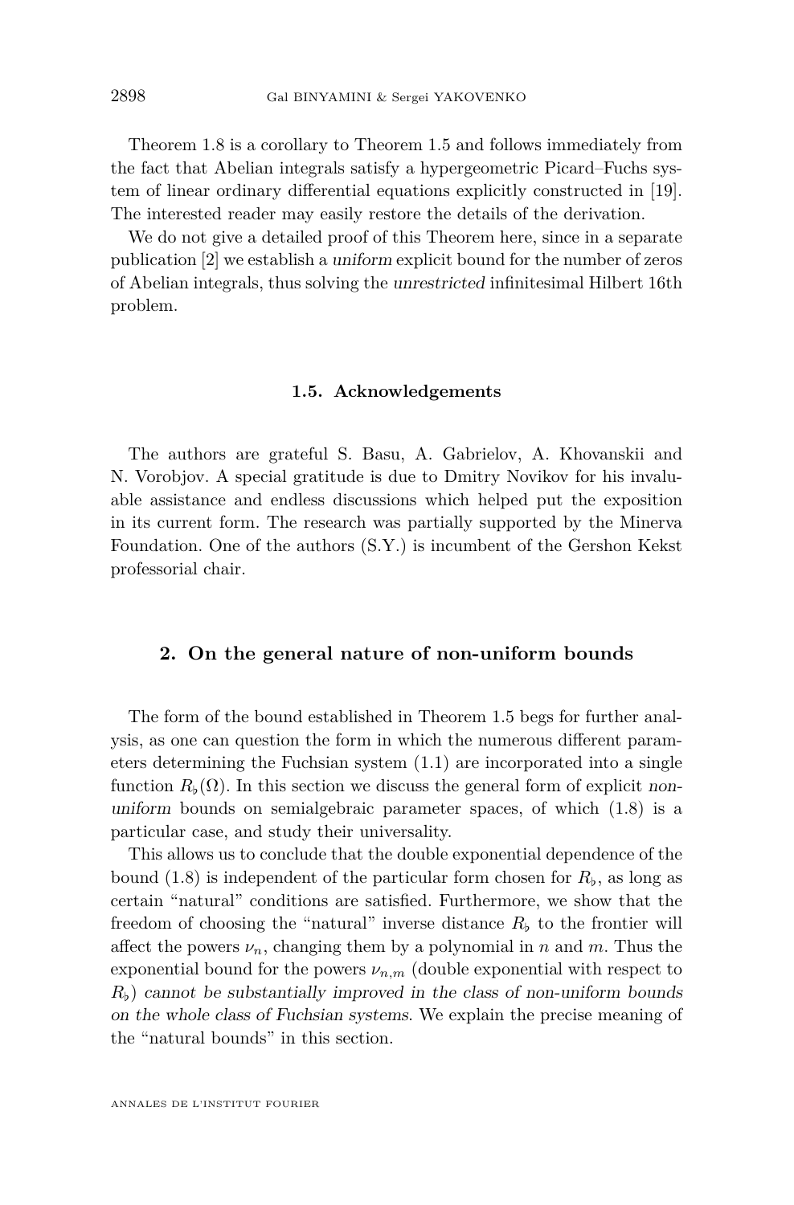Theorem 1.8 is a corollary to Theorem 1.5 and follows immediately from the fact that Abelian integrals satisfy a hypergeometric Picard–Fuchs system of linear ordinary differential equations explicitly constructed in [19]. The interested reader may easily restore the details of the derivation.

We do not give a detailed proof of this Theorem here, since in a separate publication [2] we establish a *uniform* explicit bound for the number of zeros of Abelian integrals, thus solving the *unrestricted* infinitesimal Hilbert 16th problem.

### 1.5. Acknowledgements

The authors are grateful S. Basu, A. Gabrielov, A. Khovanskii and N. Vorobjov. A special gratitude is due to Dmitry Novikov for his invaluable assistance and endless discussions which helped put the exposition in its current form. The research was partially supported by the Minerva Foundation. One of the authors (S.Y.) is incumbent of the Gershon Kekst professorial chair.

## 2. On the general nature of non-uniform bounds

The form of the bound established in Theorem 1.5 begs for further analysis, as one can question the form in which the numerous different parameters determining the Fuchsian system (1.1) are incorporated into a single function $R_\flat(\Omega)$. In this section we discuss the general form of explicit *non-uniform* bounds on semialgebraic parameter spaces, of which (1.8) is a particular case, and study their universality.

This allows us to conclude that the double exponential dependence of the bound (1.8) is independent of the particular form chosen for $R_\flat$, as long as certain "natural" conditions are satisfied. Furthermore, we show that the freedom of choosing the "natural" inverse distance $R_\flat$ to the frontier will affect the powers $\nu_n$, changing them by a polynomial in $n$ and $m$. Thus the exponential bound for the powers $\nu_{n,m}$ (double exponential with respect to $R_\flat$) *cannot be substantially improved in the class of non-uniform bounds on the whole class of Fuchsian systems*. We explain the precise meaning of the "natural bounds" in this section.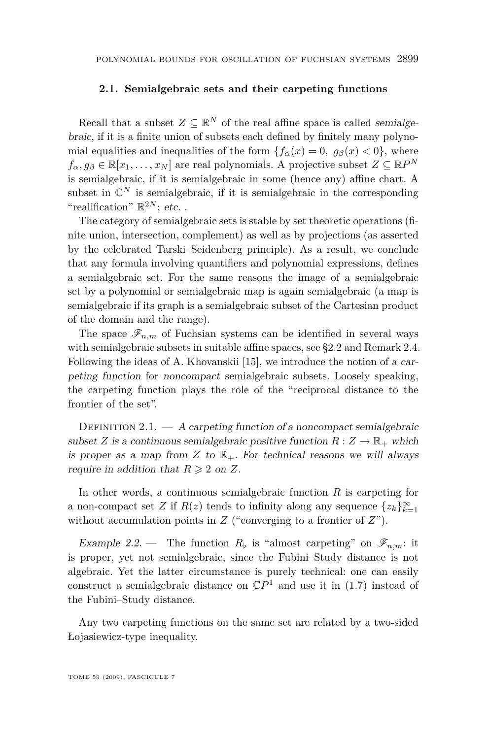### 2.1. Semialgebraic sets and their carpeting functions

Recall that a subset $Z \subseteq \mathbb{R}^N$ of the real affine space is called *semialgebraic*, if it is a finite union of subsets each defined by finitely many polynomial equalities and inequalities of the form $\{f_\alpha(x) = 0,\ g_\beta(x) < 0\}$, where $f_\alpha, g_\beta \in \mathbb{R}[x_1, \dots, x_N]$ are real polynomials. A projective subset $Z \subseteq \mathbb{R}P^N$ is semialgebraic, if it is semialgebraic in some (hence any) affine chart. A subset in $\mathbb{C}^N$ is semialgebraic, if it is semialgebraic in the corresponding "realification" $\mathbb{R}^{2N}$; *etc.* .

The category of semialgebraic sets is stable by set theoretic operations (finite union, intersection, complement) as well as by projections (as asserted by the celebrated Tarski–Seidenberg principle). As a result, we conclude that any formula involving quantifiers and polynomial expressions, defines a semialgebraic set. For the same reasons the image of a semialgebraic set by a polynomial or semialgebraic map is again semialgebraic (a map is semialgebraic if its graph is a semialgebraic subset of the Cartesian product of the domain and the range).

The space $\mathscr{F}_{n,m}$ of Fuchsian systems can be identified in several ways with semialgebraic subsets in suitable affine spaces, see §2.2 and Remark 2.4. Following the ideas of A. Khovanskii [15], we introduce the notion of a *carpeting function* for *noncompact* semialgebraic subsets. Loosely speaking, the carpeting function plays the role of the "reciprocal distance to the frontier of the set".

Definition 2.1. — *A carpeting function of a noncompact semialgebraic subset $Z$ is a continuous semialgebraic positive function $R : Z \to \mathbb{R}_+$ which is proper as a map from $Z$ to $\mathbb{R}_+$. For technical reasons we will always require in addition that $R \geqslant 2$ on $Z$.*

In other words, a continuous semialgebraic function $R$ is carpeting for a non-compact set $Z$ if $R(z)$ tends to infinity along any sequence $\{z_k\}_{k=1}^{\infty}$ without accumulation points in $Z$ ("converging to a frontier of $Z$").

*Example 2.2.* — The function $R_\flat$ is "almost carpeting" on $\mathscr{F}_{n,m}$: it is proper, yet not semialgebraic, since the Fubini–Study distance is not algebraic. Yet the latter circumstance is purely technical: one can easily construct a semialgebraic distance on $\mathbb{C}P^1$ and use it in (1.7) instead of the Fubini–Study distance.

Any two carpeting functions on the same set are related by a two-sided Łojasiewicz-type inequality.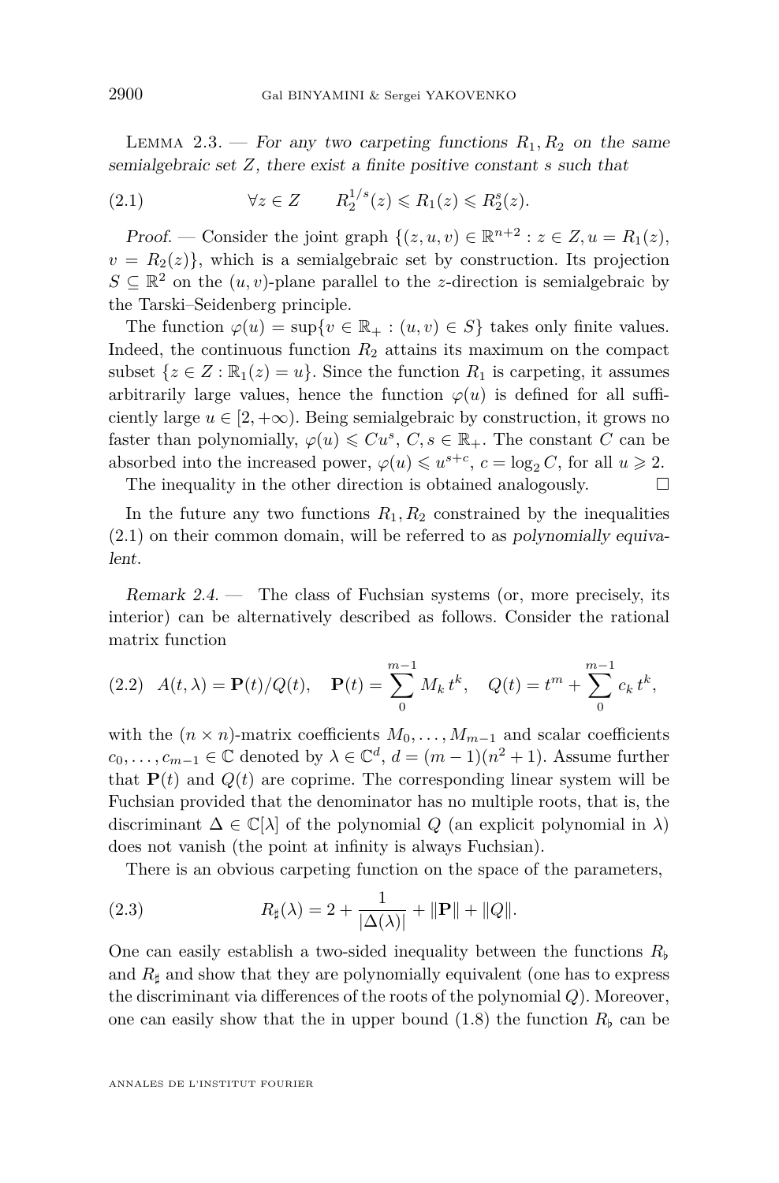Lemma 2.3. — *For any two carpeting functions $R_1, R_2$ on the same semialgebraic set $Z$, there exist a finite positive constant $s$ such that*

$$\forall z \in Z \qquad R_2^{1/s}(z) \leqslant R_1(z) \leqslant R_2^s(z). \tag{2.1}$$

*Proof.* — Consider the joint graph $\{(z,u,v) \in \mathbb{R}^{n+2} : z \in Z, u = R_1(z), v = R_2(z)\}$, which is a semialgebraic set by construction. Its projection $S \subseteq \mathbb{R}^2$ on the $(u,v)$-plane parallel to the $z$-direction is semialgebraic by the Tarski–Seidenberg principle.

The function $\varphi(u) = \sup\{v \in \mathbb{R}_+ : (u,v) \in S\}$ takes only finite values. Indeed, the continuous function $R_2$ attains its maximum on the compact subset $\{z \in Z : \mathbb{R}_1(z) = u\}$. Since the function $R_1$ is carpeting, it assumes arbitrarily large values, hence the function $\varphi(u)$ is defined for all sufficiently large $u \in [2, +\infty)$. Being semialgebraic by construction, it grows no faster than polynomially, $\varphi(u) \leqslant Cu^s$, $C, s \in \mathbb{R}_+$. The constant $C$ can be absorbed into the increased power, $\varphi(u) \leqslant u^{s+c}$, $c = \log_2 C$, for all $u \geqslant 2$.

The inequality in the other direction is obtained analogously. $\square$

In the future any two functions $R_1, R_2$ constrained by the inequalities (2.1) on their common domain, will be referred to as *polynomially equivalent*.

*Remark 2.4.* — The class of Fuchsian systems (or, more precisely, its interior) can be alternatively described as follows. Consider the rational matrix function

$$A(t,\lambda) = \mathbf{P}(t)/Q(t), \quad \mathbf{P}(t) = \sum_0^{m-1} M_k\, t^k, \quad Q(t) = t^m + \sum_0^{m-1} c_k\, t^k, \tag{2.2}$$

with the $(n \times n)$-matrix coefficients $M_0, \ldots, M_{m-1}$ and scalar coefficients $c_0, \ldots, c_{m-1} \in \mathbb{C}$ denoted by $\lambda \in \mathbb{C}^d$, $d = (m-1)(n^2+1)$. Assume further that $\mathbf{P}(t)$ and $Q(t)$ are coprime. The corresponding linear system will be Fuchsian provided that the denominator has no multiple roots, that is, the discriminant $\Delta \in \mathbb{C}[\lambda]$ of the polynomial $Q$ (an explicit polynomial in $\lambda$) does not vanish (the point at infinity is always Fuchsian).

There is an obvious carpeting function on the space of the parameters,

$$R_\sharp(\lambda) = 2 + \frac{1}{|\Delta(\lambda)|} + \|\mathbf{P}\| + \|Q\|. \tag{2.3}$$

One can easily establish a two-sided inequality between the functions $R_\flat$ and $R_\sharp$ and show that they are polynomially equivalent (one has to express the discriminant via differences of the roots of the polynomial $Q$). Moreover, one can easily show that the in upper bound (1.8) the function $R_\flat$ can be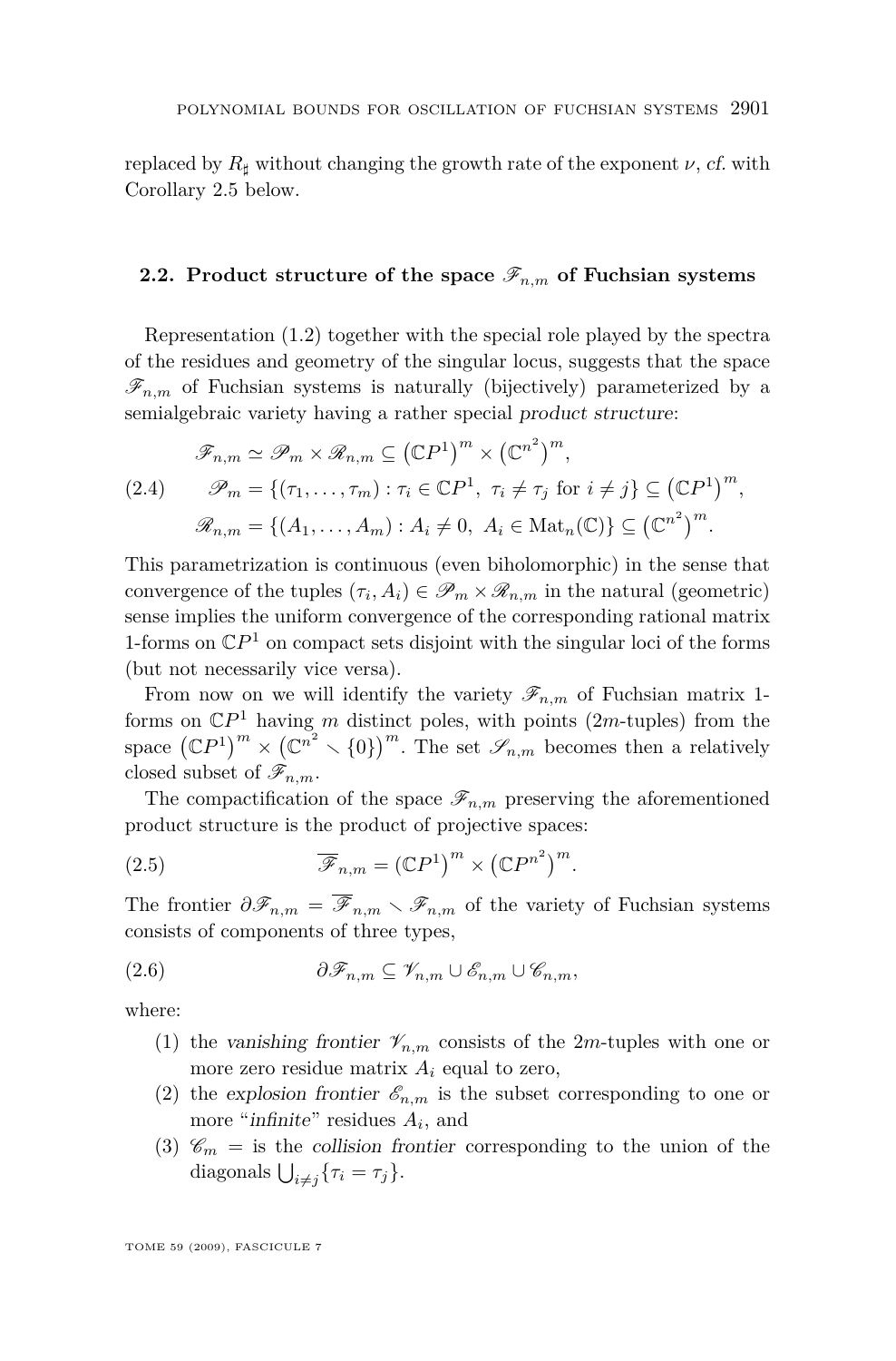replaced by $R_\sharp$ without changing the growth rate of the exponent $\nu$, *cf.* with Corollary 2.5 below.

### 2.2. Product structure of the space $\mathscr{F}_{n,m}$ of Fuchsian systems

Representation (1.2) together with the special role played by the spectra of the residues and geometry of the singular locus, suggests that the space $\mathscr{F}_{n,m}$ of Fuchsian systems is naturally (bijectively) parameterized by a semialgebraic variety having a rather special *product structure*:

$$
\begin{aligned}
&\mathscr{F}_{n,m} \simeq \mathscr{P}_m \times \mathscr{R}_{n,m} \subseteq \left(\mathbb{C}P^1\right)^m \times \left(\mathbb{C}^{n^2}\right)^m, \\
&\mathscr{P}_m = \{(\tau_1, \dots, \tau_m) : \tau_i \in \mathbb{C}P^1,\ \tau_i \neq \tau_j \text{ for } i \neq j\} \subseteq \left(\mathbb{C}P^1\right)^m, \qquad (2.4)\\
&\mathscr{R}_{n,m} = \{(A_1, \dots, A_m) : A_i \neq 0,\ A_i \in \operatorname{Mat}_n(\mathbb{C})\} \subseteq \left(\mathbb{C}^{n^2}\right)^m.
\end{aligned}
$$

This parametrization is continuous (even biholomorphic) in the sense that convergence of the tuples $(\tau_i, A_i) \in \mathscr{P}_m \times \mathscr{R}_{n,m}$ in the natural (geometric) sense implies the uniform convergence of the corresponding rational matrix 1-forms on $\mathbb{C}P^1$ on compact sets disjoint with the singular loci of the forms (but not necessarily vice versa).

From now on we will identify the variety $\mathscr{F}_{n,m}$ of Fuchsian matrix 1-forms on $\mathbb{C}P^1$ having $m$ distinct poles, with points ($2m$-tuples) from the space $\left(\mathbb{C}P^1\right)^m \times \left(\mathbb{C}^{n^2} \smallsetminus \{0\}\right)^m$. The set $\mathscr{S}_{n,m}$ becomes then a relatively closed subset of $\mathscr{F}_{n,m}$.

The compactification of the space $\mathscr{F}_{n,m}$ preserving the aforementioned product structure is the product of projective spaces:

$$
\overline{\mathscr{F}}_{n,m} = (\mathbb{C}P^1)^m \times \left(\mathbb{C}P^{n^2}\right)^m. \qquad (2.5)
$$

The frontier $\partial\mathscr{F}_{n,m} = \overline{\mathscr{F}}_{n,m} \smallsetminus \mathscr{F}_{n,m}$ of the variety of Fuchsian systems consists of components of three types,

$$
\partial\mathscr{F}_{n,m} \subseteq \mathscr{V}_{n,m} \cup \mathscr{E}_{n,m} \cup \mathscr{C}_{n,m}, \qquad (2.6)
$$

where:

1. the *vanishing frontier* $\mathscr{V}_{n,m}$ consists of the $2m$-tuples with one or more zero residue matrix $A_i$ equal to zero,
2. the *explosion frontier* $\mathscr{E}_{n,m}$ is the subset corresponding to one or more "*infinite*" residues $A_i$, and
3. $\mathscr{C}_m =$ is the *collision frontier* corresponding to the union of the diagonals $\bigcup_{i\neq j}\{\tau_i = \tau_j\}$.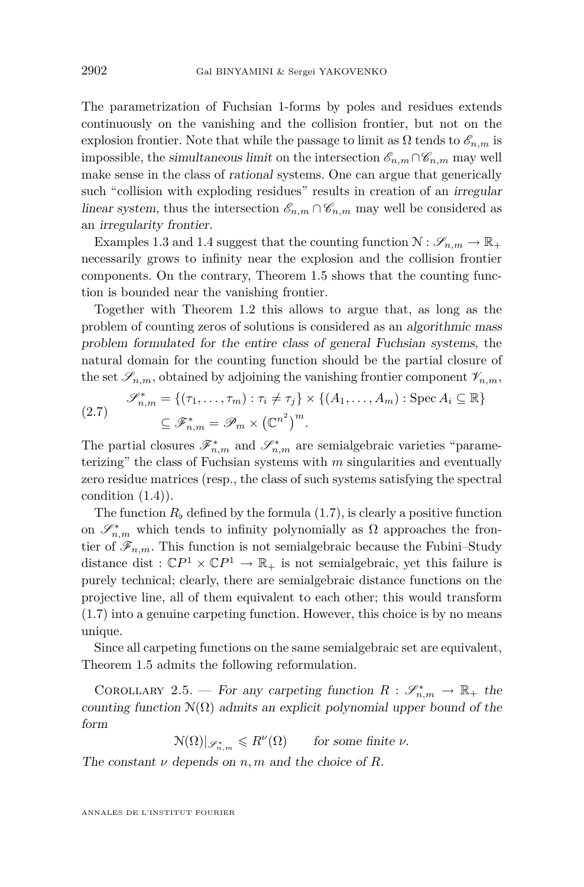The parametrization of Fuchsian 1-forms by poles and residues extends continuously on the vanishing and the collision frontier, but not on the explosion frontier. Note that while the passage to limit as $\Omega$ tends to $\mathscr{E}_{n,m}$ is impossible, the *simultaneous limit* on the intersection $\mathscr{E}_{n,m} \cap \mathscr{C}_{n,m}$ may well make sense in the class of *rational* systems. One can argue that generically such "collision with exploding residues" results in creation of an *irregular linear system*, thus the intersection $\mathscr{E}_{n,m} \cap \mathscr{C}_{n,m}$ may well be considered as an *irregularity frontier*.

Examples 1.3 and 1.4 suggest that the counting function $\mathcal{N} : \mathscr{S}_{n,m} \to \mathbb{R}_+$ necessarily grows to infinity near the explosion and the collision frontier components. On the contrary, Theorem 1.5 shows that the counting function is bounded near the vanishing frontier.

Together with Theorem 1.2 this allows to argue that, as long as the problem of counting zeros of solutions is considered as an *algorithmic mass problem formulated for the entire class of general Fuchsian systems*, the natural domain for the counting function should be the partial closure of the set $\mathscr{S}_{n,m}$, obtained by adjoining the vanishing frontier component $\mathscr{V}_{n,m}$,

$$
\begin{aligned}
\mathscr{S}^*_{n,m} &= \{(\tau_1, \dots, \tau_m) : \tau_i \neq \tau_j\} \times \{(A_1, \dots, A_m) : \operatorname{Spec} A_i \subseteq \mathbb{R}\} \\
&\subseteq \mathscr{F}^*_{n,m} = \mathscr{P}_m \times \left(\mathbb{C}^{n^2}\right)^m.
\end{aligned}
\tag{2.7}
$$

The partial closures $\mathscr{F}^*_{n,m}$ and $\mathscr{S}^*_{n,m}$ are semialgebraic varieties "parameterizing" the class of Fuchsian systems with $m$ singularities and eventually zero residue matrices (resp., the class of such systems satisfying the spectral condition (1.4)).

The function $R_\flat$ defined by the formula (1.7), is clearly a positive function on $\mathscr{S}^*_{n,m}$ which tends to infinity polynomially as $\Omega$ approaches the frontier of $\mathscr{F}_{n,m}$. This function is not semialgebraic because the Fubini–Study distance $\operatorname{dist} : \mathbb{C}P^1 \times \mathbb{C}P^1 \to \mathbb{R}_+$ is not semialgebraic, yet this failure is purely technical; clearly, there are semialgebraic distance functions on the projective line, all of them equivalent to each other; this would transform (1.7) into a genuine carpeting function. However, this choice is by no means unique.

Since all carpeting functions on the same semialgebraic set are equivalent, Theorem 1.5 admits the following reformulation.

Corollary 2.5. — *For any carpeting function $R : \mathscr{S}^*_{n,m} \to \mathbb{R}_+$ the counting function $\mathcal{N}(\Omega)$ admits an explicit polynomial upper bound of the form*

$$
\mathcal{N}(\Omega)|_{\mathscr{S}^*_{n,m}} \leqslant R^\nu(\Omega) \qquad \text{for some finite } \nu.
$$

*The constant $\nu$ depends on $n, m$ and the choice of $R$.*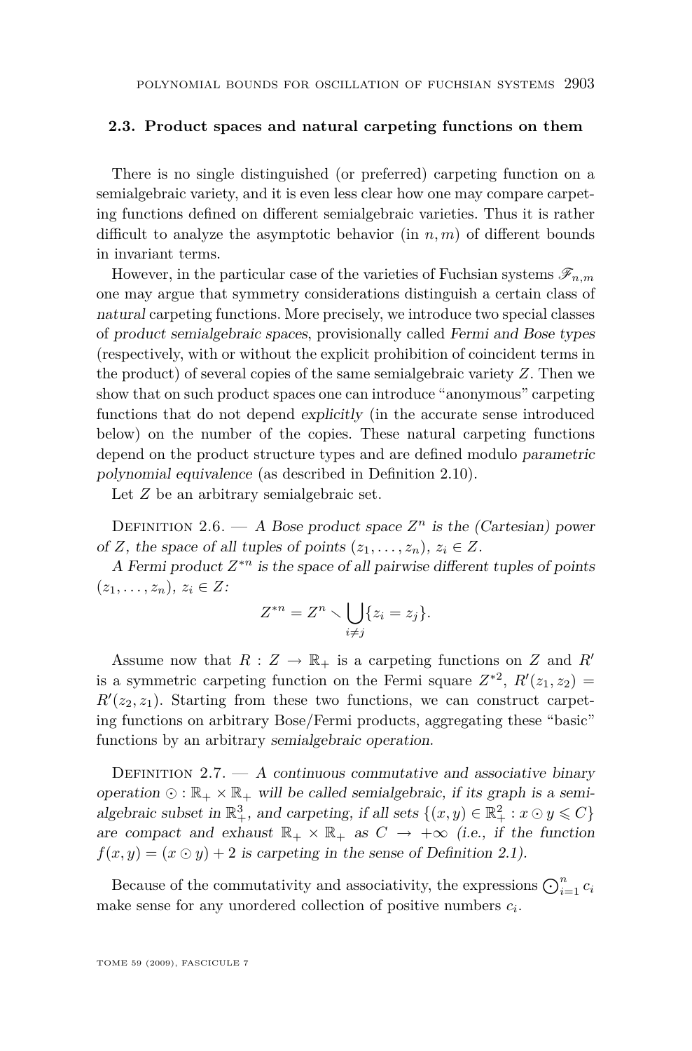### 2.3. Product spaces and natural carpeting functions on them

There is no single distinguished (or preferred) carpeting function on a semialgebraic variety, and it is even less clear how one may compare carpeting functions defined on different semialgebraic varieties. Thus it is rather difficult to analyze the asymptotic behavior (in $n, m$) of different bounds in invariant terms.

However, in the particular case of the varieties of Fuchsian systems $\mathscr{F}_{n,m}$ one may argue that symmetry considerations distinguish a certain class of *natural* carpeting functions. More precisely, we introduce two special classes of *product semialgebraic spaces*, provisionally called *Fermi and Bose types* (respectively, with or without the explicit prohibition of coincident terms in the product) of several copies of the same semialgebraic variety $Z$. Then we show that on such product spaces one can introduce "anonymous" carpeting functions that do not depend *explicitly* (in the accurate sense introduced below) on the number of the copies. These natural carpeting functions depend on the product structure types and are defined modulo *parametric polynomial equivalence* (as described in Definition 2.10).

Let $Z$ be an arbitrary semialgebraic set.

Definition 2.6. — *A Bose product space $Z^n$ is the (Cartesian) power of $Z$, the space of all tuples of points $(z_1, \ldots, z_n)$, $z_i \in Z$.*

*A Fermi product $Z^{*n}$ is the space of all pairwise different tuples of points $(z_1, \ldots, z_n)$, $z_i \in Z$:*

$$Z^{*n} = Z^n \smallsetminus \bigcup_{i \neq j} \{z_i = z_j\}.$$

Assume now that $R : Z \to \mathbb{R}_+$ is a carpeting functions on $Z$ and $R'$ is a symmetric carpeting function on the Fermi square $Z^{*2}$, $R'(z_1, z_2) = R'(z_2, z_1)$. Starting from these two functions, we can construct carpeting functions on arbitrary Bose/Fermi products, aggregating these "basic" functions by an arbitrary *semialgebraic operation*.

Definition 2.7. — *A continuous commutative and associative binary operation $\odot : \mathbb{R}_+ \times \mathbb{R}_+$ will be called semialgebraic, if its graph is a semialgebraic subset in $\mathbb{R}^3_+$, and carpeting, if all sets $\{(x, y) \in \mathbb{R}^2_+ : x \odot y \leqslant C\}$ are compact and exhaust $\mathbb{R}_+ \times \mathbb{R}_+$ as $C \to +\infty$ (i.e., if the function $f(x, y) = (x \odot y) + 2$ is carpeting in the sense of Definition 2.1).*

Because of the commutativity and associativity, the expressions $\bigodot_{i=1}^n c_i$ make sense for any unordered collection of positive numbers $c_i$.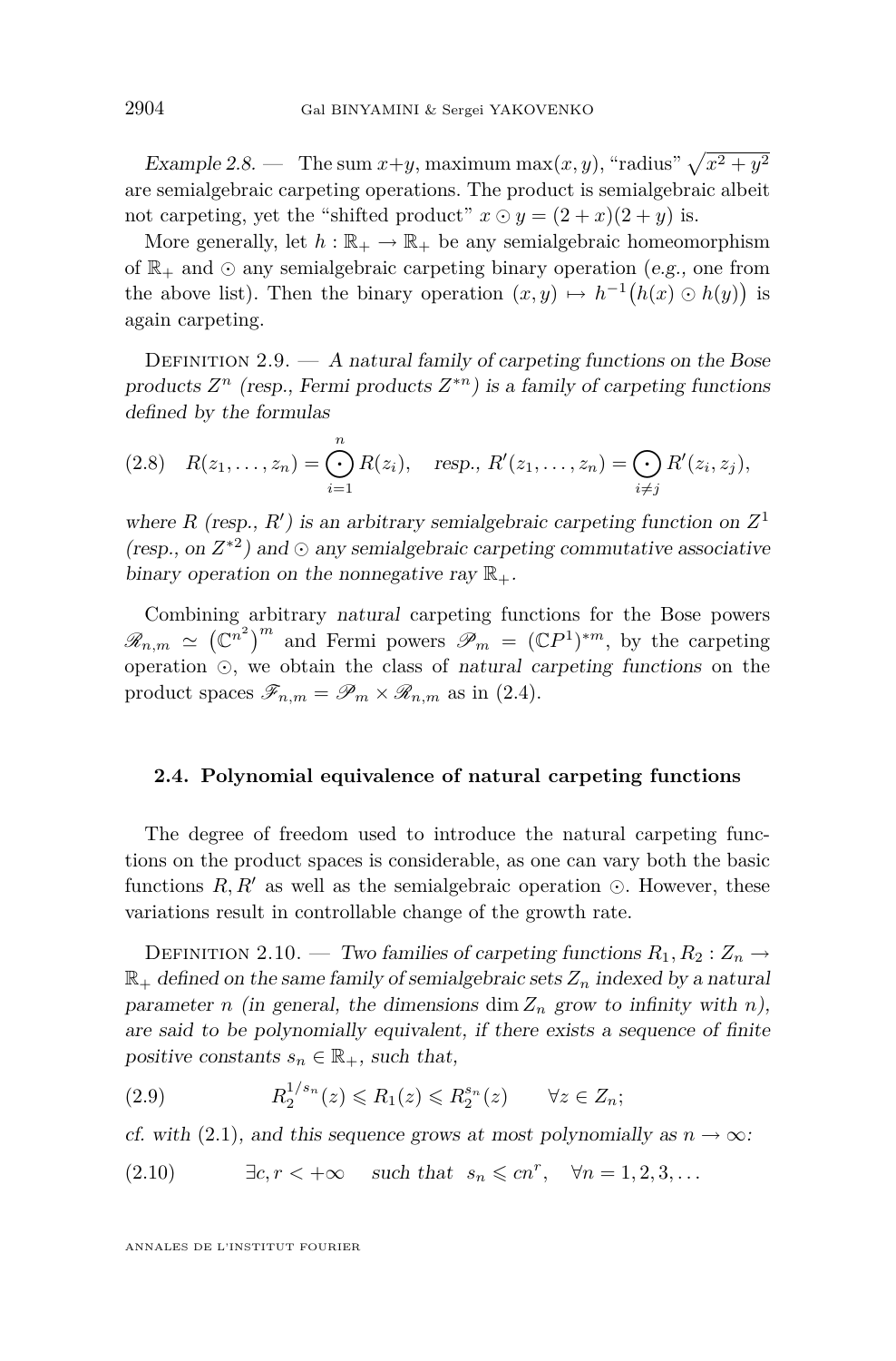*Example 2.8.* — The sum $x+y$, maximum $\max(x,y)$, "radius" $\sqrt{x^2+y^2}$ are semialgebraic carpeting operations. The product is semialgebraic albeit not carpeting, yet the "shifted product" $x \odot y = (2+x)(2+y)$ is.

More generally, let $h : \mathbb{R}_+ \to \mathbb{R}_+$ be any semialgebraic homeomorphism of $\mathbb{R}_+$ and $\odot$ any semialgebraic carpeting binary operation (*e.g.*, one from the above list). Then the binary operation $(x,y) \mapsto h^{-1}\big(h(x) \odot h(y)\big)$ is again carpeting.

Definition 2.9. — *A natural family of carpeting functions on the Bose products $Z^n$ (resp., Fermi products $Z^{*n}$) is a family of carpeting functions defined by the formulas*

$$R(z_1,\dots,z_n) = \bigodot_{i=1}^{n} R(z_i), \quad \text{resp., } R'(z_1,\dots,z_n) = \bigodot_{i\neq j} R'(z_i,z_j), \tag{2.8}$$

*where $R$ (resp., $R'$) is an arbitrary semialgebraic carpeting function on $Z^1$ (resp., on $Z^{*2}$) and $\odot$ any semialgebraic carpeting commutative associative binary operation on the nonnegative ray $\mathbb{R}_+$.*

Combining arbitrary *natural* carpeting functions for the Bose powers $\mathscr{R}_{n,m} \simeq \big(\mathbb{C}^{n^2}\big)^m$ and Fermi powers $\mathscr{P}_m = (\mathbb{C}P^1)^{*m}$, by the carpeting operation $\odot$, we obtain the class of *natural carpeting functions* on the product spaces $\mathscr{F}_{n,m} = \mathscr{P}_m \times \mathscr{R}_{n,m}$ as in (2.4).

### 2.4. Polynomial equivalence of natural carpeting functions

The degree of freedom used to introduce the natural carpeting functions on the product spaces is considerable, as one can vary both the basic functions $R, R'$ as well as the semialgebraic operation $\odot$. However, these variations result in controllable change of the growth rate.

Definition 2.10. — *Two families of carpeting functions $R_1, R_2 : Z_n \to \mathbb{R}_+$ defined on the same family of semialgebraic sets $Z_n$ indexed by a natural parameter $n$ (in general, the dimensions $\dim Z_n$ grow to infinity with $n$), are said to be polynomially equivalent, if there exists a sequence of finite positive constants $s_n \in \mathbb{R}_+$, such that,*

$$R_2^{1/s_n}(z) \leqslant R_1(z) \leqslant R_2^{s_n}(z) \qquad \forall z \in Z_n; \tag{2.9}$$

*cf. with* (2.1)*, and this sequence grows at most polynomially as $n \to \infty$:*

$$\exists c, r < +\infty \quad \text{such that} \quad s_n \leqslant cn^r, \quad \forall n = 1,2,3,\dots \tag{2.10}$$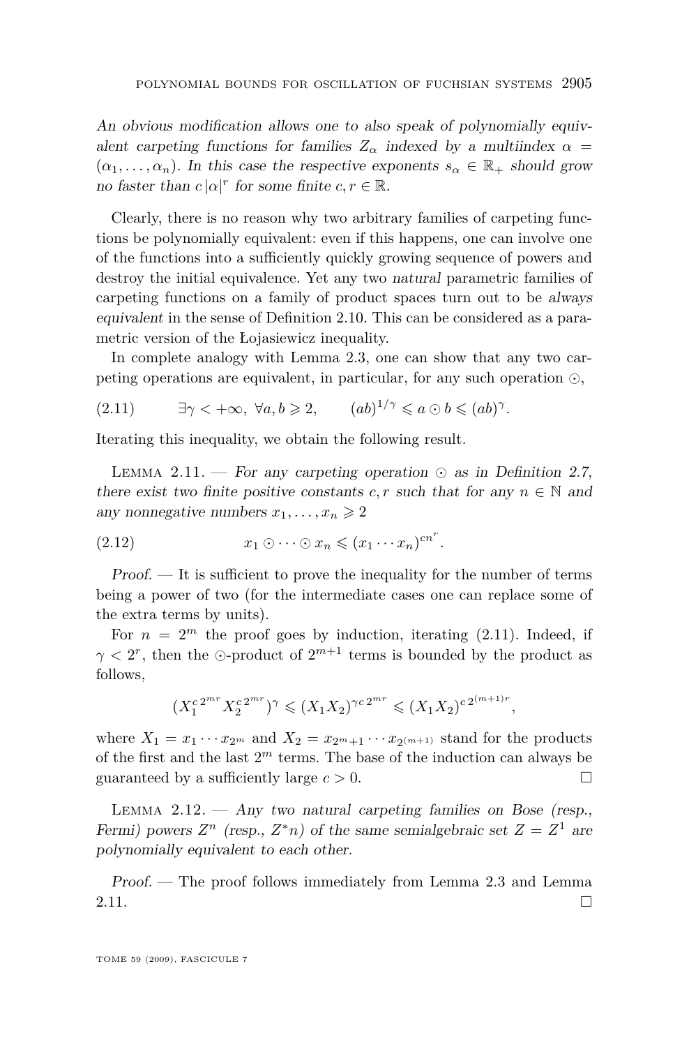*An obvious modification allows one to also speak of polynomially equivalent carpeting functions for families $Z_\alpha$ indexed by a multiindex $\alpha = (\alpha_1, \dots, \alpha_n)$. In this case the respective exponents $s_\alpha \in \mathbb{R}_+$ should grow no faster than $c\,|\alpha|^r$ for some finite $c, r \in \mathbb{R}$.*

Clearly, there is no reason why two arbitrary families of carpeting functions be polynomially equivalent: even if this happens, one can involve one of the functions into a sufficiently quickly growing sequence of powers and destroy the initial equivalence. Yet any two *natural* parametric families of carpeting functions on a family of product spaces turn out to be *always equivalent* in the sense of Definition 2.10. This can be considered as a parametric version of the Łojasiewicz inequality.

In complete analogy with Lemma 2.3, one can show that any two carpeting operations are equivalent, in particular, for any such operation $\odot$,

$$\exists \gamma < +\infty,\ \forall a, b \geqslant 2, \qquad (ab)^{1/\gamma} \leqslant a \odot b \leqslant (ab)^\gamma. \tag{2.11}$$

Iterating this inequality, we obtain the following result.

Lemma 2.11. — *For any carpeting operation $\odot$ as in Definition 2.7, there exist two finite positive constants $c, r$ such that for any $n \in \mathbb{N}$ and any nonnegative numbers $x_1, \dots, x_n \geqslant 2$*

$$x_1 \odot \cdots \odot x_n \leqslant (x_1 \cdots x_n)^{cn^r}. \tag{2.12}$$

*Proof.* — It is sufficient to prove the inequality for the number of terms being a power of two (for the intermediate cases one can replace some of the extra terms by units).

For $n = 2^m$ the proof goes by induction, iterating (2.11). Indeed, if $\gamma < 2^r$, then the $\odot$-product of $2^{m+1}$ terms is bounded by the product as follows,

$$(X_1^{c\,2^{mr}} X_2^{c\,2^{mr}})^\gamma \leqslant (X_1 X_2)^{\gamma c\,2^{mr}} \leqslant (X_1 X_2)^{c\,2^{(m+1)r}},$$

where $X_1 = x_1 \cdots x_{2^m}$ and $X_2 = x_{2^m+1} \cdots x_{2^{(m+1)}}$ stand for the products of the first and the last $2^m$ terms. The base of the induction can always be guaranteed by a sufficiently large $c > 0$. □

Lemma 2.12. — *Any two natural carpeting families on Bose (resp., Fermi) powers $Z^n$ (resp., $Z^{*}n$) of the same semialgebraic set $Z = Z^1$ are polynomially equivalent to each other.*

*Proof.* — The proof follows immediately from Lemma 2.3 and Lemma 2.11. □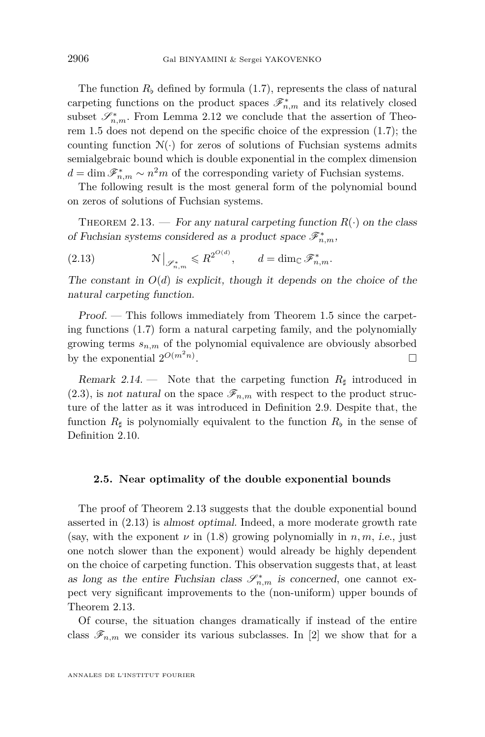The function $R_\flat$ defined by formula (1.7), represents the class of natural carpeting functions on the product spaces $\mathscr{F}^*_{n,m}$ and its relatively closed subset $\mathscr{S}^*_{n,m}$. From Lemma 2.12 we conclude that the assertion of Theorem 1.5 does not depend on the specific choice of the expression (1.7); the counting function $\mathcal{N}(\cdot)$ for zeros of solutions of Fuchsian systems admits semialgebraic bound which is double exponential in the complex dimension $d = \dim \mathscr{F}^*_{n,m} \sim n^2 m$ of the corresponding variety of Fuchsian systems.

The following result is the most general form of the polynomial bound on zeros of solutions of Fuchsian systems.

Theorem 2.13. — *For any natural carpeting function $R(\cdot)$ on the class of Fuchsian systems considered as a product space $\mathscr{F}^*_{n,m}$,*

$$\mathcal{N}\big|_{\mathscr{S}^*_{n,m}} \leqslant R^{2^{O(d)}}, \qquad d = \dim_{\mathbb{C}} \mathscr{F}^*_{n,m}. \tag{2.13}$$

*The constant in $O(d)$ is explicit, though it depends on the choice of the natural carpeting function.*

*Proof.* — This follows immediately from Theorem 1.5 since the carpeting functions (1.7) form a natural carpeting family, and the polynomially growing terms $s_{n,m}$ of the polynomial equivalence are obviously absorbed by the exponential $2^{O(m^2 n)}$. □

*Remark 2.14.* — Note that the carpeting function $R_\sharp$ introduced in (2.3), is *not natural* on the space $\mathscr{F}_{n,m}$ with respect to the product structure of the latter as it was introduced in Definition 2.9. Despite that, the function $R_\sharp$ is polynomially equivalent to the function $R_\flat$ in the sense of Definition 2.10.

### 2.5. Near optimality of the double exponential bounds

The proof of Theorem 2.13 suggests that the double exponential bound asserted in (2.13) is *almost optimal*. Indeed, a more moderate growth rate (say, with the exponent $\nu$ in (1.8) growing polynomially in $n, m$, *i.e.,* just one notch slower than the exponent) would already be highly dependent on the choice of carpeting function. This observation suggests that, at least *as long as the entire Fuchsian class $\mathscr{S}^*_{n,m}$ is concerned*, one cannot expect very significant improvements to the (non-uniform) upper bounds of Theorem 2.13.

Of course, the situation changes dramatically if instead of the entire class $\mathscr{F}_{n,m}$ we consider its various subclasses. In [2] we show that for a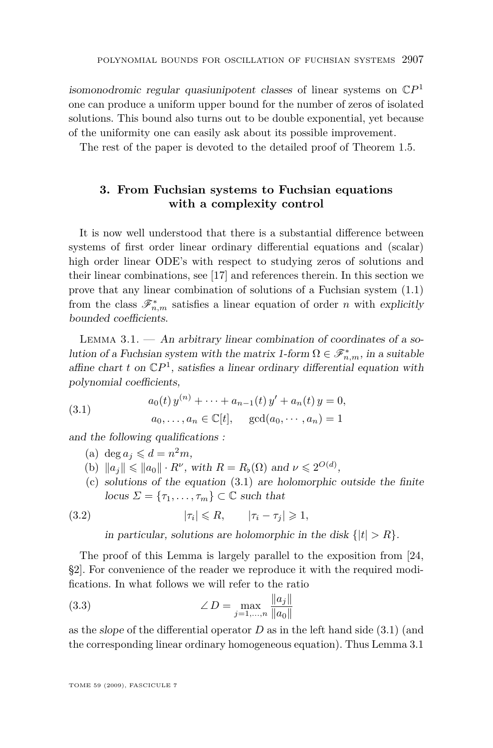*isomonodromic regular quasiunipotent classes* of linear systems on $\mathbb{C}P^1$ one can produce a uniform upper bound for the number of zeros of isolated solutions. This bound also turns out to be double exponential, yet because of the uniformity one can easily ask about its possible improvement.

The rest of the paper is devoted to the detailed proof of Theorem 1.5.

## 3. From Fuchsian systems to Fuchsian equations with a complexity control

It is now well understood that there is a substantial difference between systems of first order linear ordinary differential equations and (scalar) high order linear ODE's with respect to studying zeros of solutions and their linear combinations, see [17] and references therein. In this section we prove that any linear combination of solutions of a Fuchsian system (1.1) from the class $\mathscr{F}^*_{n,m}$ satisfies a linear equation of order $n$ with *explicitly bounded coefficients*.

Lemma 3.1. — *An arbitrary linear combination of coordinates of a solution of a Fuchsian system with the matrix 1-form $\Omega \in \mathscr{F}^*_{n,m}$, in a suitable affine chart $t$ on $\mathbb{C}P^1$, satisfies a linear ordinary differential equation with polynomial coefficients,*

$$
\begin{gathered}
a_0(t)\, y^{(n)} + \cdots + a_{n-1}(t)\, y' + a_n(t)\, y = 0, \\
a_0, \dots, a_n \in \mathbb{C}[t], \qquad \gcd(a_0, \cdots, a_n) = 1
\end{gathered}
\tag{3.1}
$$

*and the following qualifications :*

(a) $\deg a_j \leqslant d = n^2 m$,

(b) $\|a_j\| \leqslant \|a_0\| \cdot R^{\nu}$, *with* $R = R_\flat(\Omega)$ *and* $\nu \leqslant 2^{O(d)}$,

(c) *solutions of the equation* (3.1) *are holomorphic outside the finite locus* $\Sigma = \{\tau_1, \dots, \tau_m\} \subset \mathbb{C}$ *such that*

$$
|\tau_i| \leqslant R, \qquad |\tau_i - \tau_j| \geqslant 1,
\tag{3.2}
$$

*in particular, solutions are holomorphic in the disk* $\{|t| > R\}$.

The proof of this Lemma is largely parallel to the exposition from [24, §2]. For convenience of the reader we reproduce it with the required modifications. In what follows we will refer to the ratio

$$
\angle\, D = \max_{j=1,\dots,n} \frac{\|a_j\|}{\|a_0\|}
\tag{3.3}
$$

as the *slope* of the differential operator $D$ as in the left hand side (3.1) (and the corresponding linear ordinary homogeneous equation). Thus Lemma 3.1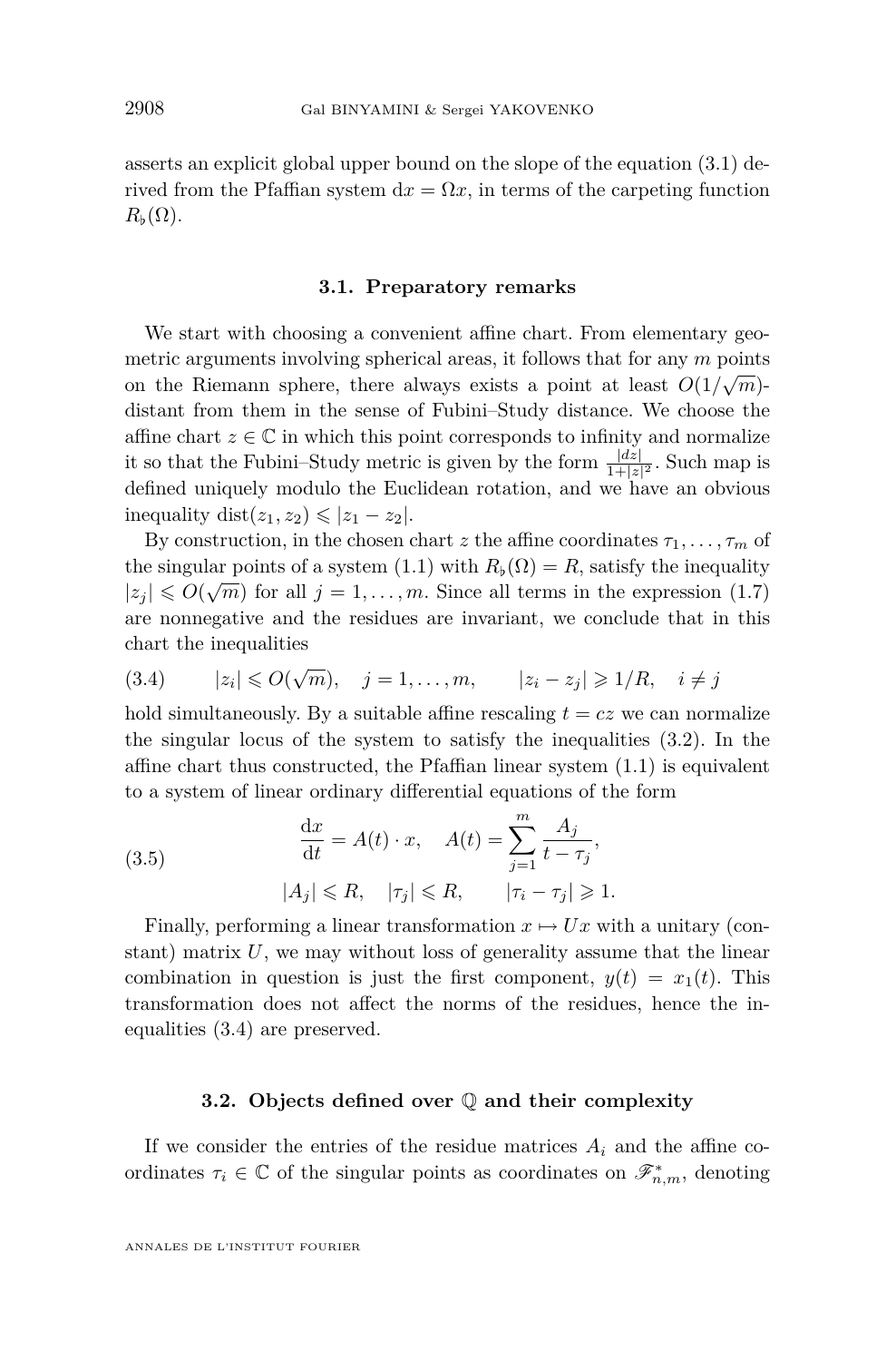asserts an explicit global upper bound on the slope of the equation (3.1) derived from the Pfaffian system $\mathrm{d}x = \Omega x$, in terms of the carpeting function $R_\flat(\Omega)$.

### 3.1. Preparatory remarks

We start with choosing a convenient affine chart. From elementary geometric arguments involving spherical areas, it follows that for any $m$ points on the Riemann sphere, there always exists a point at least $O(1/\sqrt{m})$-distant from them in the sense of Fubini–Study distance. We choose the affine chart $z \in \mathbb{C}$ in which this point corresponds to infinity and normalize it so that the Fubini–Study metric is given by the form $\frac{|dz|}{1+|z|^2}$. Such map is defined uniquely modulo the Euclidean rotation, and we have an obvious inequality $\operatorname{dist}(z_1, z_2) \leqslant |z_1 - z_2|$.

By construction, in the chosen chart $z$ the affine coordinates $\tau_1, \dots, \tau_m$ of the singular points of a system (1.1) with $R_\flat(\Omega) = R$, satisfy the inequality $|z_j| \leqslant O(\sqrt{m})$ for all $j = 1, \dots, m$. Since all terms in the expression (1.7) are nonnegative and the residues are invariant, we conclude that in this chart the inequalities

$$
|z_i| \leqslant O(\sqrt{m}), \quad j = 1, \dots, m, \qquad |z_i - z_j| \geqslant 1/R, \quad i \neq j \tag{3.4}
$$

hold simultaneously. By a suitable affine rescaling $t = cz$ we can normalize the singular locus of the system to satisfy the inequalities (3.2). In the affine chart thus constructed, the Pfaffian linear system (1.1) is equivalent to a system of linear ordinary differential equations of the form

$$
\begin{gathered}
\frac{\mathrm{d}x}{\mathrm{d}t} = A(t) \cdot x, \quad A(t) = \sum_{j=1}^{m} \frac{A_j}{t - \tau_j}, \\
|A_j| \leqslant R, \quad |\tau_j| \leqslant R, \qquad |\tau_i - \tau_j| \geqslant 1.
\end{gathered} \tag{3.5}
$$

Finally, performing a linear transformation $x \mapsto Ux$ with a unitary (constant) matrix $U$, we may without loss of generality assume that the linear combination in question is just the first component, $y(t) = x_1(t)$. This transformation does not affect the norms of the residues, hence the inequalities (3.4) are preserved.

### 3.2. Objects defined over $\mathbb{Q}$ and their complexity

If we consider the entries of the residue matrices $A_i$ and the affine coordinates $\tau_i \in \mathbb{C}$ of the singular points as coordinates on $\mathscr{F}^*_{n,m}$, denoting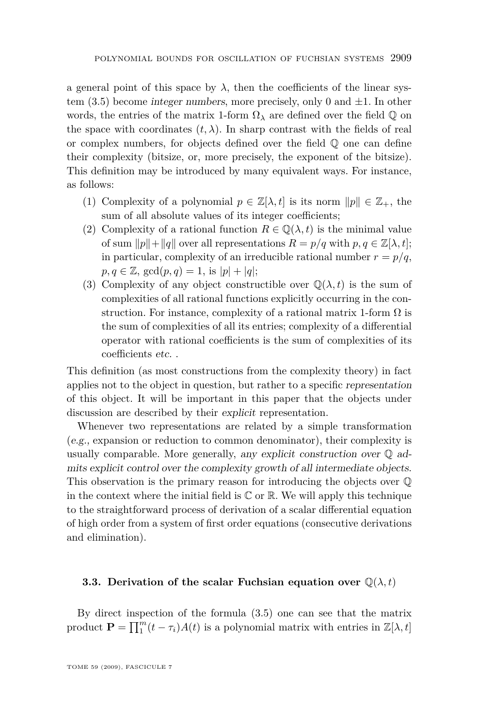a general point of this space by $\lambda$, then the coefficients of the linear system (3.5) become *integer numbers*, more precisely, only 0 and $\pm 1$. In other words, the entries of the matrix 1-form $\Omega_\lambda$ are defined over the field $\mathbb{Q}$ on the space with coordinates $(t, \lambda)$. In sharp contrast with the fields of real or complex numbers, for objects defined over the field $\mathbb{Q}$ one can define their complexity (bitsize, or, more precisely, the exponent of the bitsize). This definition may be introduced by many equivalent ways. For instance, as follows:

1. Complexity of a polynomial $p \in \mathbb{Z}[\lambda, t]$ is its norm $\|p\| \in \mathbb{Z}_+$, the sum of all absolute values of its integer coefficients;
2. Complexity of a rational function $R \in \mathbb{Q}(\lambda, t)$ is the minimal value of sum $\|p\| + \|q\|$ over all representations $R = p/q$ with $p, q \in \mathbb{Z}[\lambda, t]$; in particular, complexity of an irreducible rational number $r = p/q$, $p, q \in \mathbb{Z}$, $\gcd(p, q) = 1$, is $|p| + |q|$;
3. Complexity of any object constructible over $\mathbb{Q}(\lambda, t)$ is the sum of complexities of all rational functions explicitly occurring in the construction. For instance, complexity of a rational matrix 1-form $\Omega$ is the sum of complexities of all its entries; complexity of a differential operator with rational coefficients is the sum of complexities of its coefficients *etc.* .

This definition (as most constructions from the complexity theory) in fact applies not to the object in question, but rather to a specific *representation* of this object. It will be important in this paper that the objects under discussion are described by their *explicit* representation.

Whenever two representations are related by a simple transformation (*e.g.,* expansion or reduction to common denominator), their complexity is usually comparable. More generally, *any explicit construction over $\mathbb{Q}$ admits explicit control over the complexity growth of all intermediate objects.* This observation is the primary reason for introducing the objects over $\mathbb{Q}$ in the context where the initial field is $\mathbb{C}$ or $\mathbb{R}$. We will apply this technique to the straightforward process of derivation of a scalar differential equation of high order from a system of first order equations (consecutive derivations and elimination).

### 3.3. Derivation of the scalar Fuchsian equation over $\mathbb{Q}(\lambda, t)$

By direct inspection of the formula (3.5) one can see that the matrix product $\mathbf{P} = \prod_1^m (t - \tau_i) A(t)$ is a polynomial matrix with entries in $\mathbb{Z}[\lambda, t]$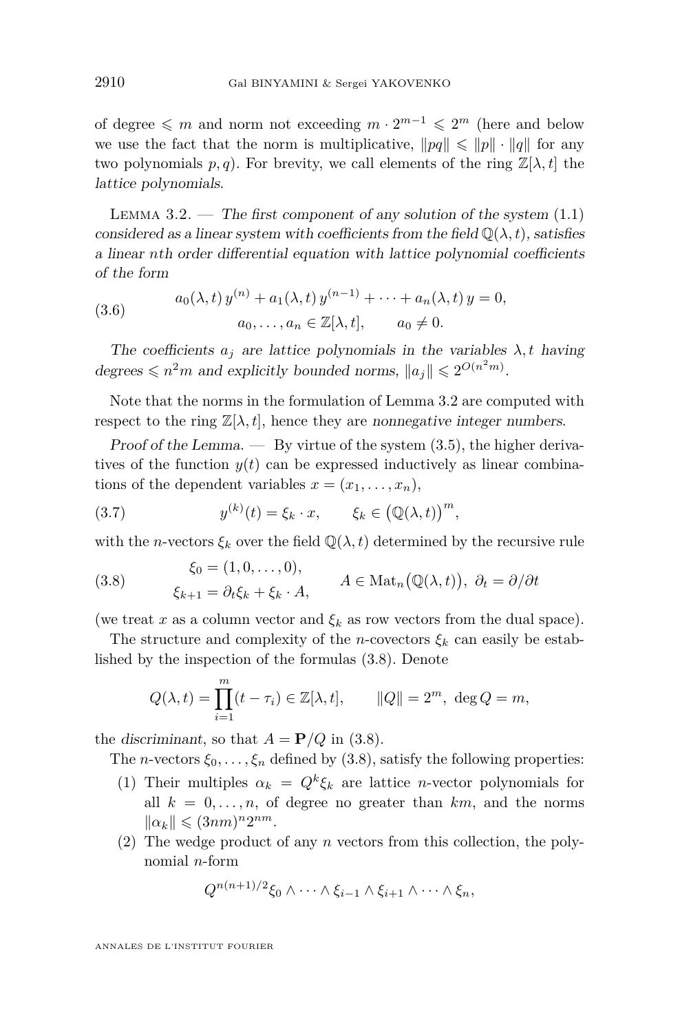of degree $\leqslant m$ and norm not exceeding $m \cdot 2^{m-1} \leqslant 2^m$ (here and below we use the fact that the norm is multiplicative, $\|pq\| \leqslant \|p\| \cdot \|q\|$ for any two polynomials $p, q$). For brevity, we call elements of the ring $\mathbb{Z}[\lambda, t]$ the *lattice polynomials*.

Lemma 3.2. — *The first component of any solution of the system (1.1) considered as a linear system with coefficients from the field $\mathbb{Q}(\lambda, t)$, satisfies a linear $n$th order differential equation with lattice polynomial coefficients of the form*

$$a_0(\lambda, t)\, y^{(n)} + a_1(\lambda, t)\, y^{(n-1)} + \cdots + a_n(\lambda, t)\, y = 0,\qquad a_0, \dots, a_n \in \mathbb{Z}[\lambda, t], \qquad a_0 \neq 0. \tag{3.6}$$

*The coefficients $a_j$ are lattice polynomials in the variables $\lambda, t$ having degrees $\leqslant n^2 m$ and explicitly bounded norms, $\|a_j\| \leqslant 2^{O(n^2 m)}$.*

Note that the norms in the formulation of Lemma 3.2 are computed with respect to the ring $\mathbb{Z}[\lambda, t]$, hence they are *nonnegative integer numbers*.

*Proof of the Lemma.* — By virtue of the system (3.5), the higher derivatives of the function $y(t)$ can be expressed inductively as linear combinations of the dependent variables $x = (x_1, \dots, x_n)$,

$$y^{(k)}(t) = \xi_k \cdot x, \qquad \xi_k \in \big(\mathbb{Q}(\lambda, t)\big)^m, \tag{3.7}$$

with the $n$-vectors $\xi_k$ over the field $\mathbb{Q}(\lambda, t)$ determined by the recursive rule

$$\begin{aligned} \xi_0 &= (1, 0, \dots, 0), \\ \xi_{k+1} &= \partial_t \xi_k + \xi_k \cdot A, \end{aligned} \qquad A \in \operatorname{Mat}_n\big(\mathbb{Q}(\lambda, t)\big),\ \partial_t = \partial/\partial t \tag{3.8}$$

(we treat $x$ as a column vector and $\xi_k$ as row vectors from the dual space).

The structure and complexity of the $n$-covectors $\xi_k$ can easily be established by the inspection of the formulas (3.8). Denote

$$Q(\lambda, t) = \prod_{i=1}^{m} (t - \tau_i) \in \mathbb{Z}[\lambda, t], \qquad \|Q\| = 2^m,\ \deg Q = m,$$

the *discriminant*, so that $A = \mathbf{P}/Q$ in (3.8).

The $n$-vectors $\xi_0, \dots, \xi_n$ defined by (3.8), satisfy the following properties:

1. Their multiples $\alpha_k = Q^k \xi_k$ are lattice $n$-vector polynomials for all $k = 0, \dots, n$, of degree no greater than $km$, and the norms $\|\alpha_k\| \leqslant (3nm)^n 2^{nm}$.
2. The wedge product of any $n$ vectors from this collection, the polynomial $n$-form

$$Q^{n(n+1)/2} \xi_0 \wedge \cdots \wedge \xi_{i-1} \wedge \xi_{i+1} \wedge \cdots \wedge \xi_n,$$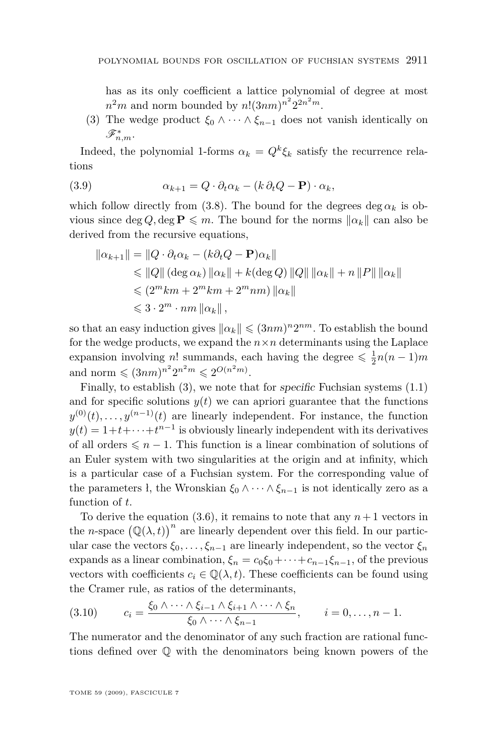has as its only coefficient a lattice polynomial of degree at most $n^2 m$ and norm bounded by $n!(3nm)^{n^2} 2^{2n^2 m}$.

(3) The wedge product $\xi_0 \wedge \cdots \wedge \xi_{n-1}$ does not vanish identically on $\mathscr{F}^*_{n,m}$.

Indeed, the polynomial 1-forms $\alpha_k = Q^k \xi_k$ satisfy the recurrence relations

$$\alpha_{k+1} = Q \cdot \partial_t \alpha_k - (k\, \partial_t Q - \mathbf{P}) \cdot \alpha_k, \tag{3.9}$$

which follow directly from (3.8). The bound for the degrees $\deg \alpha_k$ is obvious since $\deg Q, \deg \mathbf{P} \leqslant m$. The bound for the norms $\|\alpha_k\|$ can also be derived from the recursive equations,

$$\begin{aligned}
\|\alpha_{k+1}\| &= \|Q \cdot \partial_t \alpha_k - (k \partial_t Q - \mathbf{P})\alpha_k\| \\
&\leqslant \|Q\| (\deg \alpha_k) \|\alpha_k\| + k(\deg Q) \|Q\| \|\alpha_k\| + n \|P\| \|\alpha_k\| \\
&\leqslant (2^m km + 2^m km + 2^m nm) \|\alpha_k\| \\
&\leqslant 3 \cdot 2^m \cdot nm \|\alpha_k\|,
\end{aligned}$$

so that an easy induction gives $\|\alpha_k\| \leqslant (3nm)^n 2^{nm}$. To establish the bound for the wedge products, we expand the $n \times n$ determinants using the Laplace expansion involving $n!$ summands, each having the degree $\leqslant \frac{1}{2} n(n-1)m$ and norm $\leqslant (3nm)^{n^2} 2^{n^2 m} \leqslant 2^{O(n^2 m)}$.

Finally, to establish (3), we note that for *specific* Fuchsian systems (1.1) and for specific solutions $y(t)$ we can apriori guarantee that the functions $y^{(0)}(t), \ldots, y^{(n-1)}(t)$ are linearly independent. For instance, the function $y(t) = 1 + t + \cdots + t^{n-1}$ is obviously linearly independent with its derivatives of all orders $\leqslant n-1$. This function is a linear combination of solutions of an Euler system with two singularities at the origin and at infinity, which is a particular case of a Fuchsian system. For the corresponding value of the parameters ł, the Wronskian $\xi_0 \wedge \cdots \wedge \xi_{n-1}$ is not identically zero as a function of $t$.

To derive the equation (3.6), it remains to note that any $n+1$ vectors in the $n$-space $\big(\mathbb{Q}(\lambda, t)\big)^n$ are linearly dependent over this field. In our particular case the vectors $\xi_0, \ldots, \xi_{n-1}$ are linearly independent, so the vector $\xi_n$ expands as a linear combination, $\xi_n = c_0 \xi_0 + \cdots + c_{n-1} \xi_{n-1}$, of the previous vectors with coefficients $c_i \in \mathbb{Q}(\lambda, t)$. These coefficients can be found using the Cramer rule, as ratios of the determinants,

$$c_i = \frac{\xi_0 \wedge \cdots \wedge \xi_{i-1} \wedge \xi_{i+1} \wedge \cdots \wedge \xi_n}{\xi_0 \wedge \cdots \wedge \xi_{n-1}}, \qquad i = 0, \ldots, n-1. \tag{3.10}$$

The numerator and the denominator of any such fraction are rational functions defined over $\mathbb{Q}$ with the denominators being known powers of the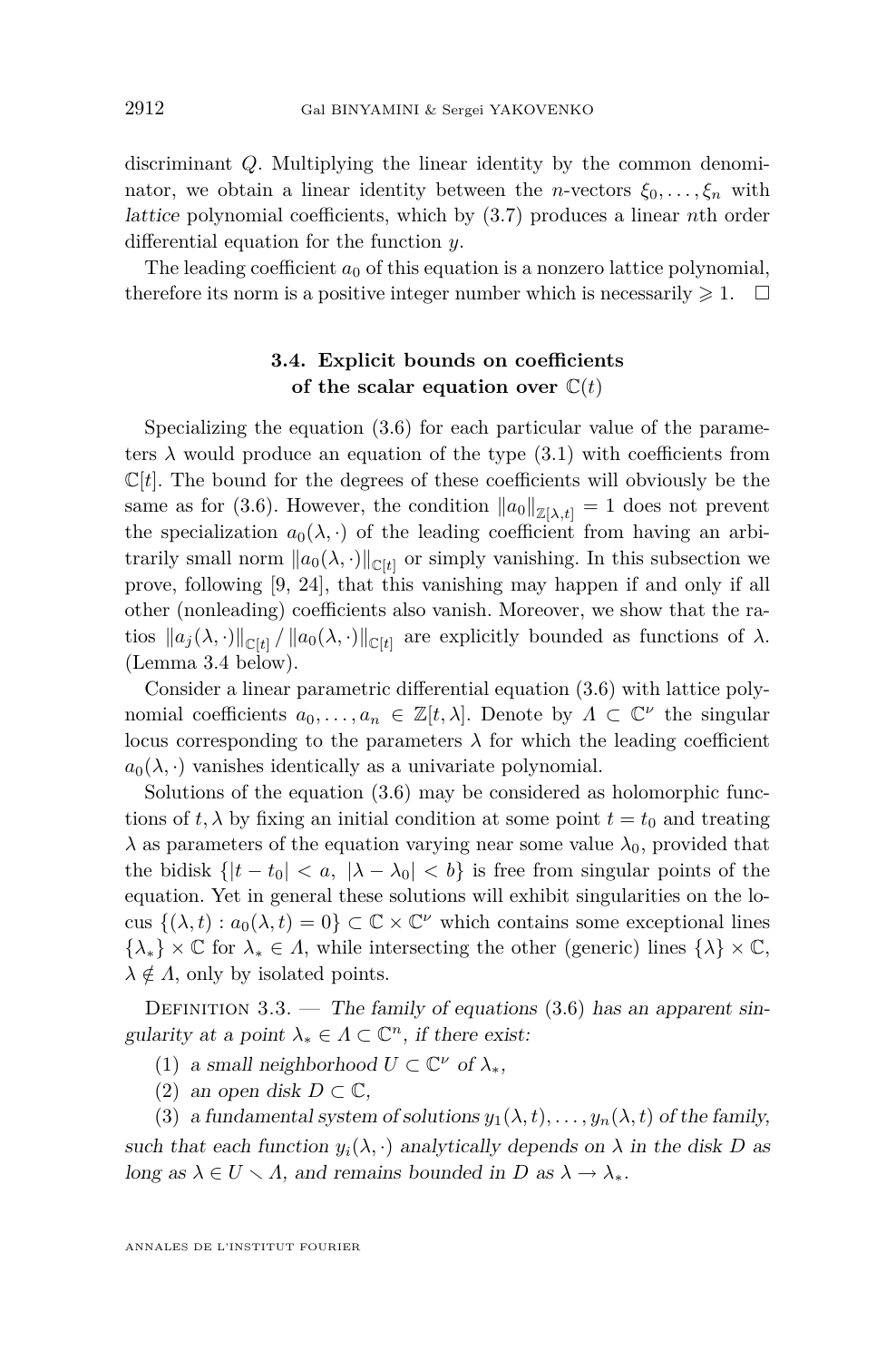discriminant $Q$. Multiplying the linear identity by the common denominator, we obtain a linear identity between the $n$-vectors $\xi_0, \dots, \xi_n$ with *lattice* polynomial coefficients, which by (3.7) produces a linear $n$th order differential equation for the function $y$.

The leading coefficient $a_0$ of this equation is a nonzero lattice polynomial, therefore its norm is a positive integer number which is necessarily $\geqslant 1$. $\square$

### 3.4. Explicit bounds on coefficients of the scalar equation over $\mathbb{C}(t)$

Specializing the equation (3.6) for each particular value of the parameters $\lambda$ would produce an equation of the type (3.1) with coefficients from $\mathbb{C}[t]$. The bound for the degrees of these coefficients will obviously be the same as for (3.6). However, the condition $\|a_0\|_{\mathbb{Z}[\lambda,t]} = 1$ does not prevent the specialization $a_0(\lambda, \cdot)$ of the leading coefficient from having an arbitrarily small norm $\|a_0(\lambda,\cdot)\|_{\mathbb{C}[t]}$ or simply vanishing. In this subsection we prove, following [9, 24], that this vanishing may happen if and only if all other (nonleading) coefficients also vanish. Moreover, we show that the ratios $\|a_j(\lambda,\cdot)\|_{\mathbb{C}[t]} \,/\, \|a_0(\lambda,\cdot)\|_{\mathbb{C}[t]}$ are explicitly bounded as functions of $\lambda$. (Lemma 3.4 below).

Consider a linear parametric differential equation (3.6) with lattice polynomial coefficients $a_0, \dots, a_n \in \mathbb{Z}[t, \lambda]$. Denote by $\Lambda \subset \mathbb{C}^\nu$ the singular locus corresponding to the parameters $\lambda$ for which the leading coefficient $a_0(\lambda, \cdot)$ vanishes identically as a univariate polynomial.

Solutions of the equation (3.6) may be considered as holomorphic functions of $t, \lambda$ by fixing an initial condition at some point $t = t_0$ and treating $\lambda$ as parameters of the equation varying near some value $\lambda_0$, provided that the bidisk $\{|t - t_0| < a,\ |\lambda - \lambda_0| < b\}$ is free from singular points of the equation. Yet in general these solutions will exhibit singularities on the locus $\{(\lambda, t) : a_0(\lambda, t) = 0\} \subset \mathbb{C} \times \mathbb{C}^\nu$ which contains some exceptional lines $\{\lambda_*\} \times \mathbb{C}$ for $\lambda_* \in \Lambda$, while intersecting the other (generic) lines $\{\lambda\} \times \mathbb{C}$, $\lambda \notin \Lambda$, only by isolated points.

Definition 3.3. — *The family of equations* (3.6) *has an apparent singularity at a point $\lambda_* \in \Lambda \subset \mathbb{C}^n$, if there exist:*

(1) *a small neighborhood $U \subset \mathbb{C}^\nu$ of $\lambda_*$,*

(2) *an open disk $D \subset \mathbb{C}$,*

(3) *a fundamental system of solutions $y_1(\lambda, t), \dots, y_n(\lambda, t)$ of the family, such that each function $y_i(\lambda, \cdot)$ analytically depends on $\lambda$ in the disk $D$ as long as $\lambda \in U \smallsetminus \Lambda$, and remains bounded in $D$ as $\lambda \to \lambda_*$.*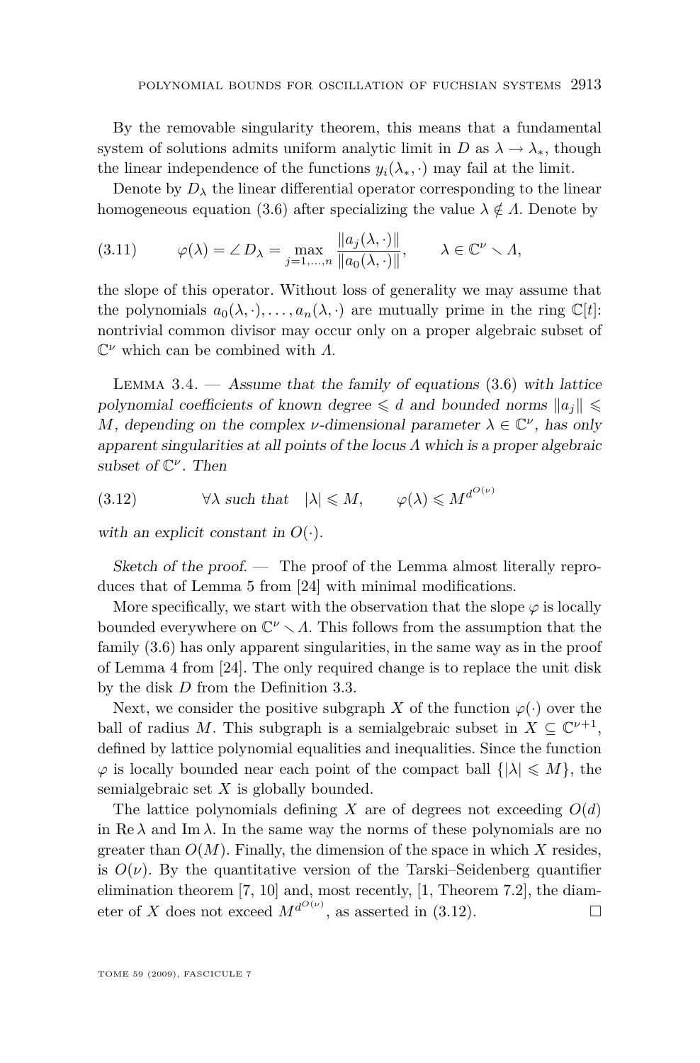By the removable singularity theorem, this means that a fundamental system of solutions admits uniform analytic limit in $D$ as $\lambda \to \lambda_*$, though the linear independence of the functions $y_i(\lambda_*, \cdot)$ may fail at the limit.

Denote by $D_\lambda$ the linear differential operator corresponding to the linear homogeneous equation (3.6) after specializing the value $\lambda \notin \Lambda$. Denote by

$$\varphi(\lambda) = \angle D_\lambda = \max_{j=1,\dots,n} \frac{\|a_j(\lambda,\cdot)\|}{\|a_0(\lambda,\cdot)\|}, \qquad \lambda \in \mathbb{C}^\nu \smallsetminus \Lambda, \tag{3.11}$$

the slope of this operator. Without loss of generality we may assume that the polynomials $a_0(\lambda,\cdot), \dots, a_n(\lambda,\cdot)$ are mutually prime in the ring $\mathbb{C}[t]$: nontrivial common divisor may occur only on a proper algebraic subset of $\mathbb{C}^\nu$ which can be combined with $\Lambda$.

Lemma 3.4. — *Assume that the family of equations* (3.6) *with lattice polynomial coefficients of known degree $\leqslant d$ and bounded norms $\|a_j\| \leqslant M$, depending on the complex $\nu$-dimensional parameter $\lambda \in \mathbb{C}^\nu$, has only apparent singularities at all points of the locus $\Lambda$ which is a proper algebraic subset of $\mathbb{C}^\nu$. Then*

$$\forall \lambda \text{ such that } \quad |\lambda| \leqslant M, \qquad \varphi(\lambda) \leqslant M^{d^{O(\nu)}} \tag{3.12}$$

*with an explicit constant in $O(\cdot)$.*

*Sketch of the proof.* — The proof of the Lemma almost literally reproduces that of Lemma 5 from [24] with minimal modifications.

More specifically, we start with the observation that the slope $\varphi$ is locally bounded everywhere on $\mathbb{C}^\nu \smallsetminus \Lambda$. This follows from the assumption that the family (3.6) has only apparent singularities, in the same way as in the proof of Lemma 4 from [24]. The only required change is to replace the unit disk by the disk $D$ from the Definition 3.3.

Next, we consider the positive subgraph $X$ of the function $\varphi(\cdot)$ over the ball of radius $M$. This subgraph is a semialgebraic subset in $X \subseteq \mathbb{C}^{\nu+1}$, defined by lattice polynomial equalities and inequalities. Since the function $\varphi$ is locally bounded near each point of the compact ball $\{|\lambda| \leqslant M\}$, the semialgebraic set $X$ is globally bounded.

The lattice polynomials defining $X$ are of degrees not exceeding $O(d)$ in $\operatorname{Re}\lambda$ and $\operatorname{Im}\lambda$. In the same way the norms of these polynomials are no greater than $O(M)$. Finally, the dimension of the space in which $X$ resides, is $O(\nu)$. By the quantitative version of the Tarski–Seidenberg quantifier elimination theorem [7, 10] and, most recently, [1, Theorem 7.2], the diameter of $X$ does not exceed $M^{d^{O(\nu)}}$, as asserted in (3.12). $\square$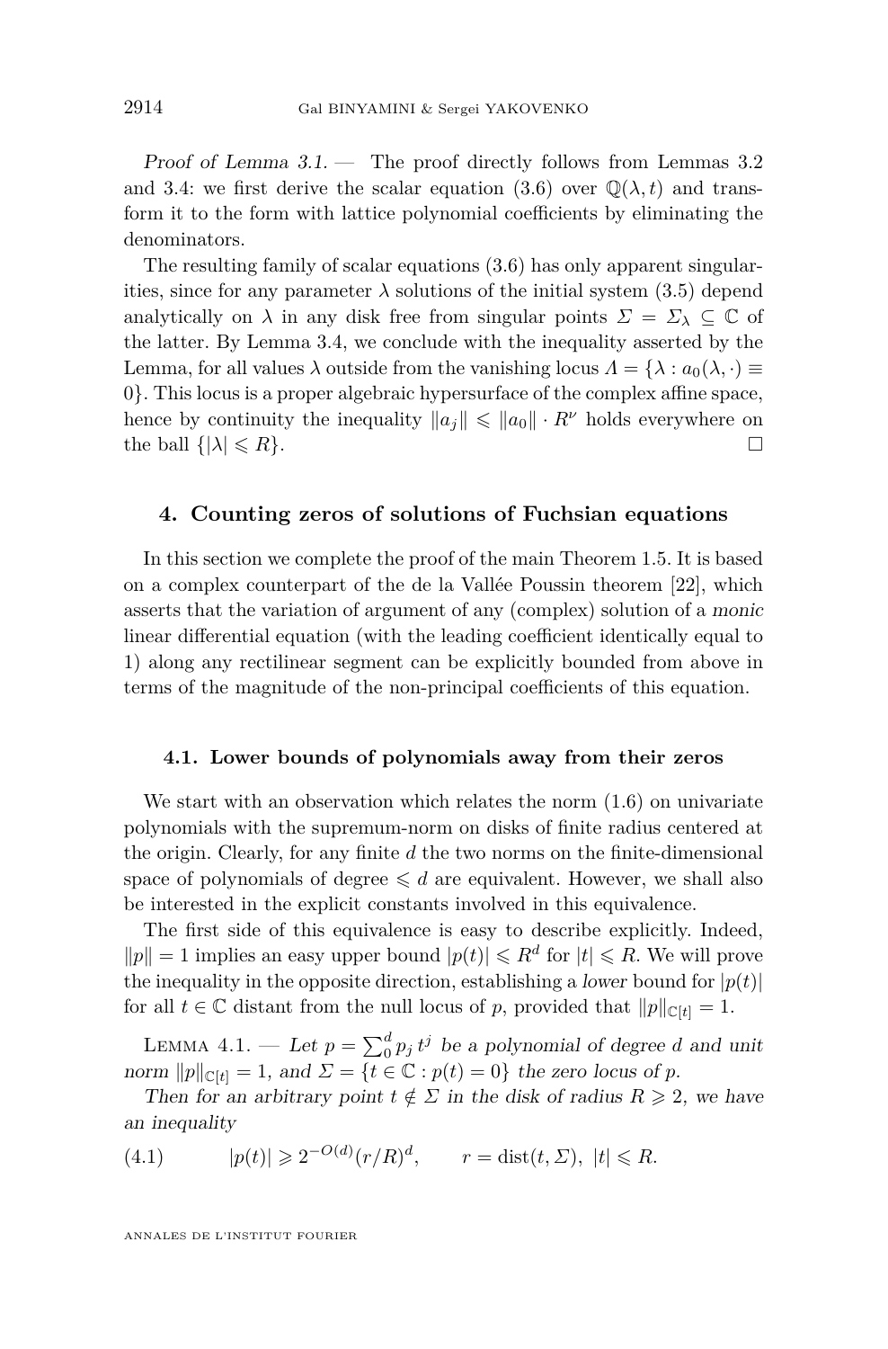*Proof of Lemma 3.1.* — The proof directly follows from Lemmas 3.2 and 3.4: we first derive the scalar equation (3.6) over $\mathbb{Q}(\lambda, t)$ and transform it to the form with lattice polynomial coefficients by eliminating the denominators.

The resulting family of scalar equations (3.6) has only apparent singularities, since for any parameter $\lambda$ solutions of the initial system (3.5) depend analytically on $\lambda$ in any disk free from singular points $\Sigma = \Sigma_\lambda \subseteq \mathbb{C}$ of the latter. By Lemma 3.4, we conclude with the inequality asserted by the Lemma, for all values $\lambda$ outside from the vanishing locus $\Lambda = \{\lambda : a_0(\lambda, \cdot) \equiv 0\}$. This locus is a proper algebraic hypersurface of the complex affine space, hence by continuity the inequality $\|a_j\| \leqslant \|a_0\| \cdot R^\nu$ holds everywhere on the ball $\{|\lambda| \leqslant R\}$. □

## 4. Counting zeros of solutions of Fuchsian equations

In this section we complete the proof of the main Theorem 1.5. It is based on a complex counterpart of the de la Vallée Poussin theorem [22], which asserts that the variation of argument of any (complex) solution of a *monic* linear differential equation (with the leading coefficient identically equal to 1) along any rectilinear segment can be explicitly bounded from above in terms of the magnitude of the non-principal coefficients of this equation.

### 4.1. Lower bounds of polynomials away from their zeros

We start with an observation which relates the norm (1.6) on univariate polynomials with the supremum-norm on disks of finite radius centered at the origin. Clearly, for any finite $d$ the two norms on the finite-dimensional space of polynomials of degree $\leqslant d$ are equivalent. However, we shall also be interested in the explicit constants involved in this equivalence.

The first side of this equivalence is easy to describe explicitly. Indeed, $\|p\| = 1$ implies an easy upper bound $|p(t)| \leqslant R^d$ for $|t| \leqslant R$. We will prove the inequality in the opposite direction, establishing a *lower* bound for $|p(t)|$ for all $t \in \mathbb{C}$ distant from the null locus of $p$, provided that $\|p\|_{\mathbb{C}[t]} = 1$.

Lemma 4.1. — *Let $p = \sum_0^d p_j\, t^j$ be a polynomial of degree $d$ and unit norm $\|p\|_{\mathbb{C}[t]} = 1$, and $\Sigma = \{t \in \mathbb{C} : p(t) = 0\}$ the zero locus of $p$.*

*Then for an arbitrary point $t \notin \Sigma$ in the disk of radius $R \geqslant 2$, we have an inequality*

$$|p(t)| \geqslant 2^{-O(d)}(r/R)^d, \qquad r = \operatorname{dist}(t, \Sigma),\ |t| \leqslant R. \tag{4.1}$$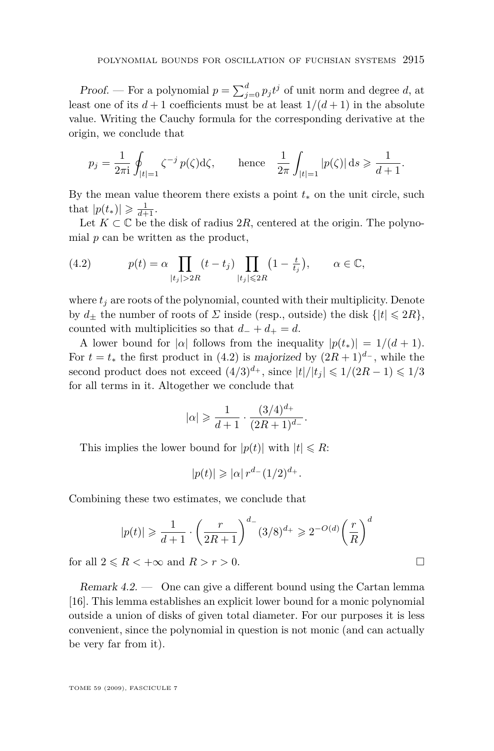*Proof.* — For a polynomial $p = \sum_{j=0}^{d} p_j t^j$ of unit norm and degree $d$, at least one of its $d+1$ coefficients must be at least $1/(d+1)$ in the absolute value. Writing the Cauchy formula for the corresponding derivative at the origin, we conclude that

$$p_j = \frac{1}{2\pi \mathrm{i}} \oint_{|t|=1} \zeta^{-j}\, p(\zeta) \mathrm{d}\zeta, \qquad \text{hence} \quad \frac{1}{2\pi} \int_{|t|=1} |p(\zeta)|\, \mathrm{d}s \geqslant \frac{1}{d+1}.$$

By the mean value theorem there exists a point $t_*$ on the unit circle, such that $|p(t_*)| \geqslant \frac{1}{d+1}$.

Let $K \subset \mathbb{C}$ be the disk of radius $2R$, centered at the origin. The polynomial $p$ can be written as the product,

$$p(t) = \alpha \prod_{|t_j|>2R} (t - t_j) \prod_{|t_j| \leqslant 2R} \bigl(1 - \tfrac{t}{t_j}\bigr), \qquad \alpha \in \mathbb{C}, \tag{4.2}$$

where $t_j$ are roots of the polynomial, counted with their multiplicity. Denote by $d_\pm$ the number of roots of $\Sigma$ inside (resp., outside) the disk $\{|t| \leqslant 2R\}$, counted with multiplicities so that $d_- + d_+ = d$.

A lower bound for $|\alpha|$ follows from the inequality $|p(t_*)| = 1/(d+1)$. For $t = t_*$ the first product in (4.2) is *majorized* by $(2R+1)^{d_-}$, while the second product does not exceed $(4/3)^{d_+}$, since $|t|/|t_j| \leqslant 1/(2R-1) \leqslant 1/3$ for all terms in it. Altogether we conclude that

$$|\alpha| \geqslant \frac{1}{d+1} \cdot \frac{(3/4)^{d_+}}{(2R+1)^{d_-}}.$$

This implies the lower bound for $|p(t)|$ with $|t| \leqslant R$:

$$|p(t)| \geqslant |\alpha|\, r^{d_-} (1/2)^{d_+}.$$

Combining these two estimates, we conclude that

$$|p(t)| \geqslant \frac{1}{d+1} \cdot \left(\frac{r}{2R+1}\right)^{d_-} (3/8)^{d_+} \geqslant 2^{-O(d)} \left(\frac{r}{R}\right)^{d}$$

for all $2 \leqslant R < +\infty$ and $R > r > 0$. □

*Remark 4.2.* — One can give a different bound using the Cartan lemma [16]. This lemma establishes an explicit lower bound for a monic polynomial outside a union of disks of given total diameter. For our purposes it is less convenient, since the polynomial in question is not monic (and can actually be very far from it).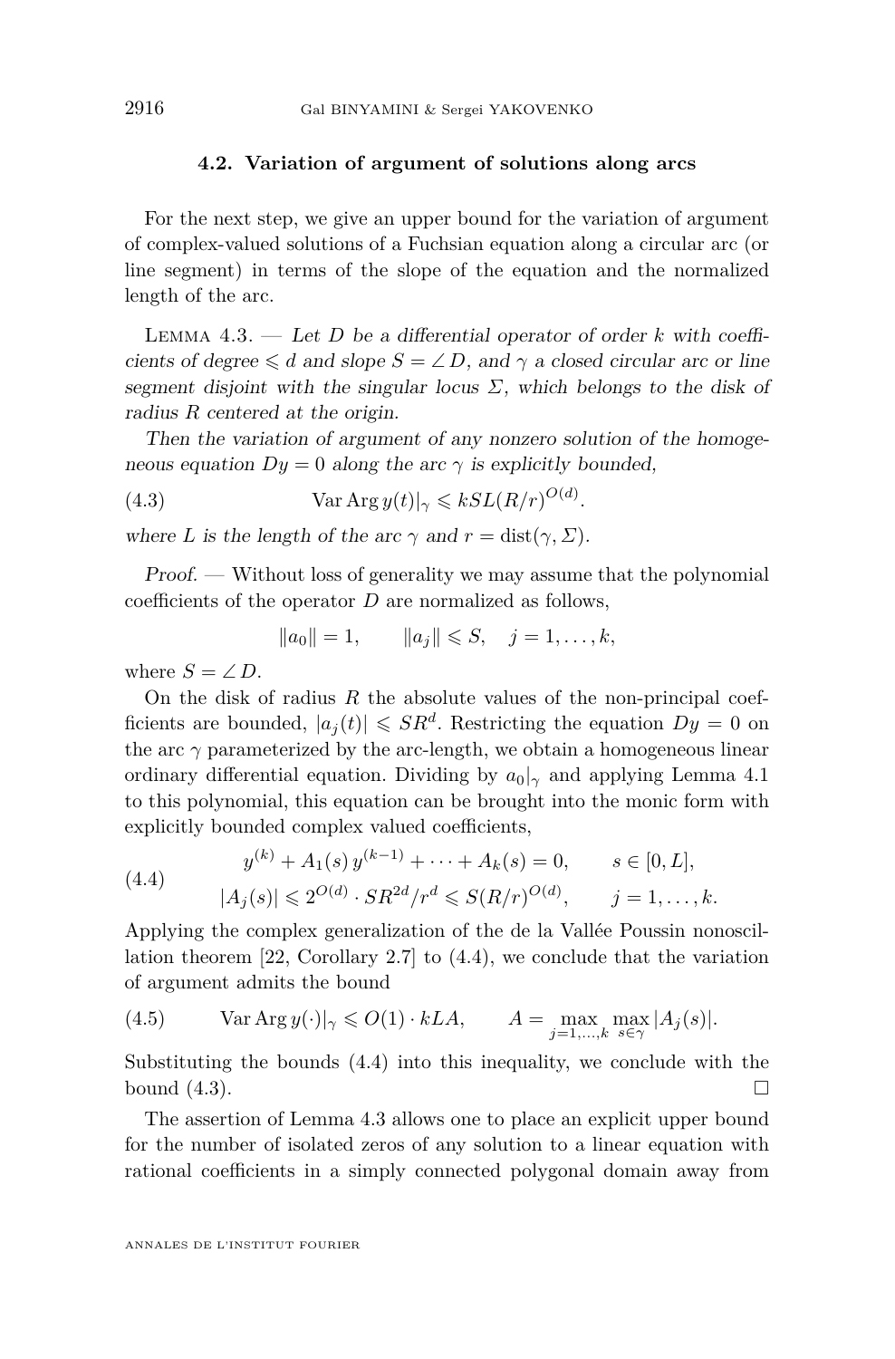### 4.2. Variation of argument of solutions along arcs

For the next step, we give an upper bound for the variation of argument of complex-valued solutions of a Fuchsian equation along a circular arc (or line segment) in terms of the slope of the equation and the normalized length of the arc.

Lemma 4.3. — *Let $D$ be a differential operator of order $k$ with coefficients of degree $\leqslant d$ and slope $S = \angle D$, and $\gamma$ a closed circular arc or line segment disjoint with the singular locus $\Sigma$, which belongs to the disk of radius $R$ centered at the origin.*

*Then the variation of argument of any nonzero solution of the homogeneous equation $Dy = 0$ along the arc $\gamma$ is explicitly bounded,*

$$\operatorname{Var}\operatorname{Arg} y(t)|_\gamma \leqslant kSL(R/r)^{O(d)}. \tag{4.3}$$

*where $L$ is the length of the arc $\gamma$ and $r = \operatorname{dist}(\gamma, \Sigma)$.*

*Proof.* — Without loss of generality we may assume that the polynomial coefficients of the operator $D$ are normalized as follows,

$$\|a_0\| = 1, \qquad \|a_j\| \leqslant S, \quad j = 1, \dots, k,$$

where $S = \angle D$.

On the disk of radius $R$ the absolute values of the non-principal coefficients are bounded, $|a_j(t)| \leqslant SR^d$. Restricting the equation $Dy = 0$ on the arc $\gamma$ parameterized by the arc-length, we obtain a homogeneous linear ordinary differential equation. Dividing by $a_0|_\gamma$ and applying Lemma 4.1 to this polynomial, this equation can be brought into the monic form with explicitly bounded complex valued coefficients,

$$\begin{aligned} &y^{(k)} + A_1(s)\, y^{(k-1)} + \cdots + A_k(s) = 0, \qquad s \in [0, L], \\ &|A_j(s)| \leqslant 2^{O(d)} \cdot SR^{2d}/r^d \leqslant S(R/r)^{O(d)}, \qquad j = 1, \dots, k. \end{aligned} \tag{4.4}$$

Applying the complex generalization of the de la Vallée Poussin nonoscillation theorem [22, Corollary 2.7] to (4.4), we conclude that the variation of argument admits the bound

$$\operatorname{Var}\operatorname{Arg} y(\cdot)|_\gamma \leqslant O(1) \cdot kLA, \qquad A = \max_{j=1,\dots,k} \max_{s \in \gamma} |A_j(s)|. \tag{4.5}$$

Substituting the bounds (4.4) into this inequality, we conclude with the bound (4.3). $\square$

The assertion of Lemma 4.3 allows one to place an explicit upper bound for the number of isolated zeros of any solution to a linear equation with rational coefficients in a simply connected polygonal domain away from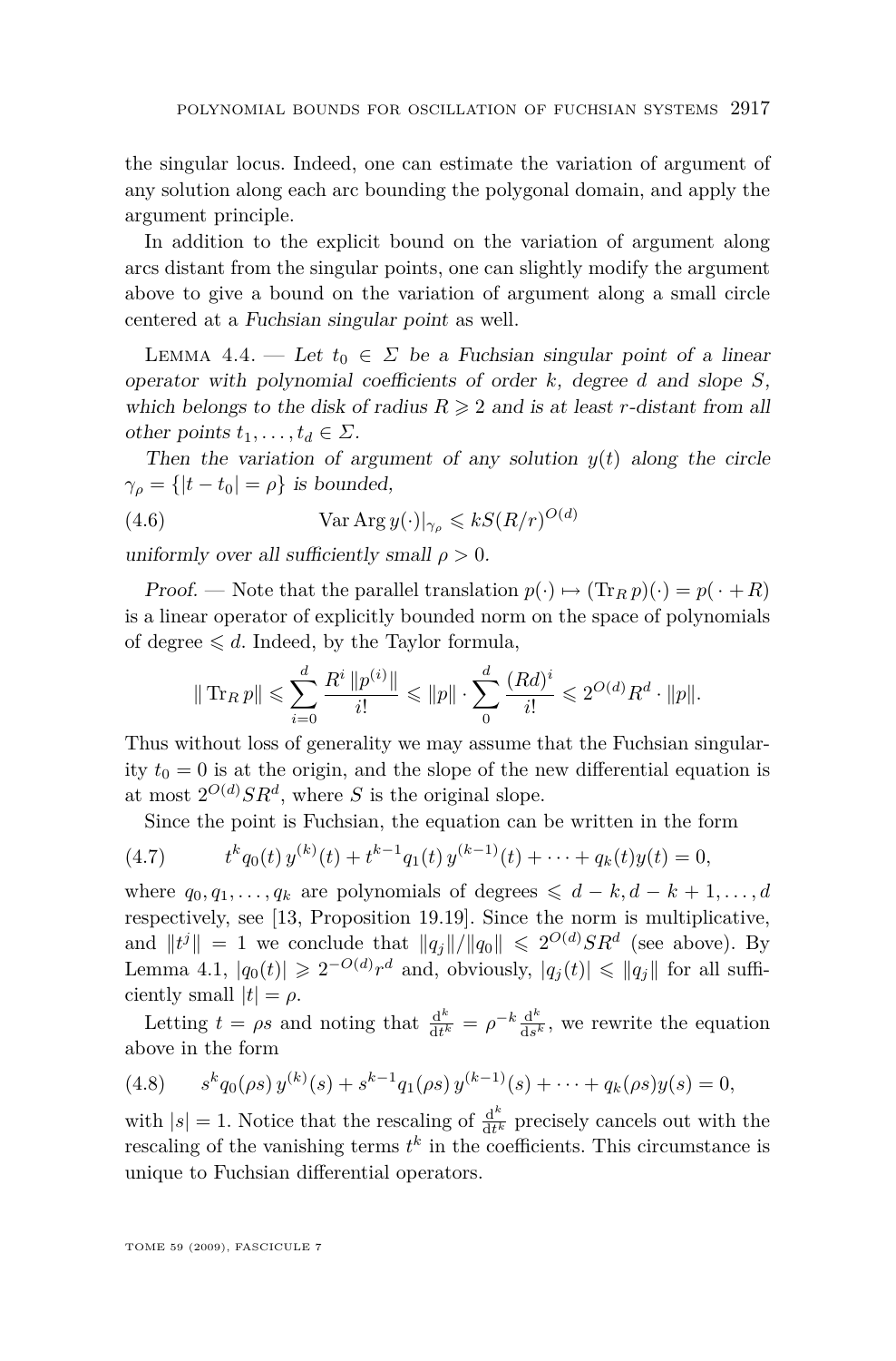the singular locus. Indeed, one can estimate the variation of argument of any solution along each arc bounding the polygonal domain, and apply the argument principle.

In addition to the explicit bound on the variation of argument along arcs distant from the singular points, one can slightly modify the argument above to give a bound on the variation of argument along a small circle centered at a *Fuchsian singular point* as well.

Lemma 4.4. — *Let $t_0 \in \Sigma$ be a Fuchsian singular point of a linear operator with polynomial coefficients of order $k$, degree $d$ and slope $S$, which belongs to the disk of radius $R \geqslant 2$ and is at least $r$-distant from all other points $t_1, \dots, t_d \in \Sigma$.*

*Then the variation of argument of any solution $y(t)$ along the circle $\gamma_\rho = \{|t - t_0| = \rho\}$ is bounded,*

$$\operatorname{Var}\operatorname{Arg} y(\cdot)|_{\gamma_\rho} \leqslant kS(R/r)^{O(d)} \tag{4.6}$$

*uniformly over all sufficiently small $\rho > 0$.*

*Proof.* — Note that the parallel translation $p(\cdot) \mapsto (\operatorname{Tr}_R p)(\cdot) = p(\cdot + R)$ is a linear operator of explicitly bounded norm on the space of polynomials of degree $\leqslant d$. Indeed, by the Taylor formula,

$$\|\operatorname{Tr}_R p\| \leqslant \sum_{i=0}^{d} \frac{R^i \, \|p^{(i)}\|}{i!} \leqslant \|p\| \cdot \sum_{0}^{d} \frac{(Rd)^i}{i!} \leqslant 2^{O(d)} R^d \cdot \|p\|.$$

Thus without loss of generality we may assume that the Fuchsian singularity $t_0 = 0$ is at the origin, and the slope of the new differential equation is at most $2^{O(d)} S R^d$, where $S$ is the original slope.

Since the point is Fuchsian, the equation can be written in the form

$$t^k q_0(t)\, y^{(k)}(t) + t^{k-1} q_1(t)\, y^{(k-1)}(t) + \cdots + q_k(t) y(t) = 0, \tag{4.7}$$

where $q_0, q_1, \dots, q_k$ are polynomials of degrees $\leqslant d-k, d-k+1, \dots, d$ respectively, see [13, Proposition 19.19]. Since the norm is multiplicative, and $\|t^j\| = 1$ we conclude that $\|q_j\|/\|q_0\| \leqslant 2^{O(d)} S R^d$ (see above). By Lemma 4.1, $|q_0(t)| \geqslant 2^{-O(d)} r^d$ and, obviously, $|q_j(t)| \leqslant \|q_j\|$ for all sufficiently small $|t| = \rho$.

Letting $t = \rho s$ and noting that $\frac{\mathrm{d}^k}{\mathrm{d}t^k} = \rho^{-k} \frac{\mathrm{d}^k}{\mathrm{d}s^k}$, we rewrite the equation above in the form

$$s^k q_0(\rho s)\, y^{(k)}(s) + s^{k-1} q_1(\rho s)\, y^{(k-1)}(s) + \cdots + q_k(\rho s) y(s) = 0, \tag{4.8}$$

with $|s| = 1$. Notice that the rescaling of $\frac{\mathrm{d}^k}{\mathrm{d}t^k}$ precisely cancels out with the rescaling of the vanishing terms $t^k$ in the coefficients. This circumstance is unique to Fuchsian differential operators.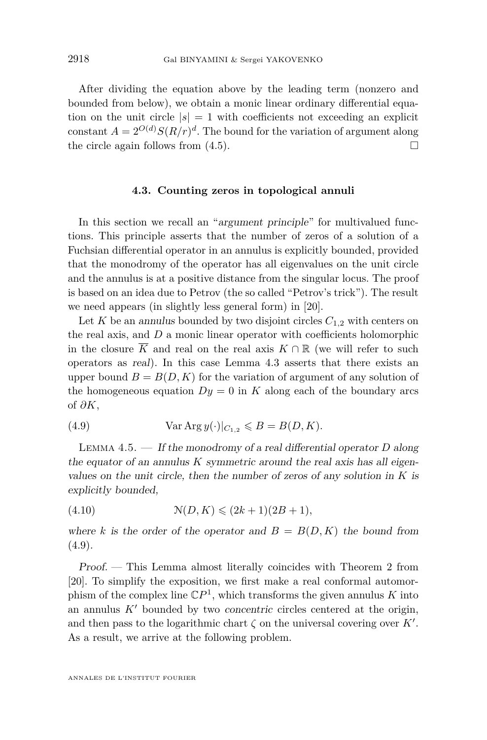After dividing the equation above by the leading term (nonzero and bounded from below), we obtain a monic linear ordinary differential equation on the unit circle $|s| = 1$ with coefficients not exceeding an explicit constant $A = 2^{O(d)}S(R/r)^d$. The bound for the variation of argument along the circle again follows from (4.5). $\square$

### 4.3. Counting zeros in topological annuli

In this section we recall an "*argument principle*" for multivalued functions. This principle asserts that the number of zeros of a solution of a Fuchsian differential operator in an annulus is explicitly bounded, provided that the monodromy of the operator has all eigenvalues on the unit circle and the annulus is at a positive distance from the singular locus. The proof is based on an idea due to Petrov (the so called "Petrov's trick"). The result we need appears (in slightly less general form) in [20].

Let $K$ be an *annulus* bounded by two disjoint circles $C_{1,2}$ with centers on the real axis, and $D$ a monic linear operator with coefficients holomorphic in the closure $\overline{K}$ and real on the real axis $K \cap \mathbb{R}$ (we will refer to such operators as *real*). In this case Lemma 4.3 asserts that there exists an upper bound $B = B(D, K)$ for the variation of argument of any solution of the homogeneous equation $Dy = 0$ in $K$ along each of the boundary arcs of $\partial K$,

$$\operatorname{Var}\operatorname{Arg} y(\cdot)|_{C_{1,2}} \leqslant B = B(D, K). \tag{4.9}$$

Lemma 4.5. — *If the monodromy of a real differential operator $D$ along the equator of an annulus $K$ symmetric around the real axis has all eigenvalues on the unit circle, then the number of zeros of any solution in $K$ is explicitly bounded,*

$$\mathcal{N}(D, K) \leqslant (2k + 1)(2B + 1), \tag{4.10}$$

*where $k$ is the order of the operator and $B = B(D, K)$ the bound from (4.9).*

*Proof.* — This Lemma almost literally coincides with Theorem 2 from [20]. To simplify the exposition, we first make a real conformal automorphism of the complex line $\mathbb{C}P^1$, which transforms the given annulus $K$ into an annulus $K'$ bounded by two *concentric* circles centered at the origin, and then pass to the logarithmic chart $\zeta$ on the universal covering over $K'$. As a result, we arrive at the following problem.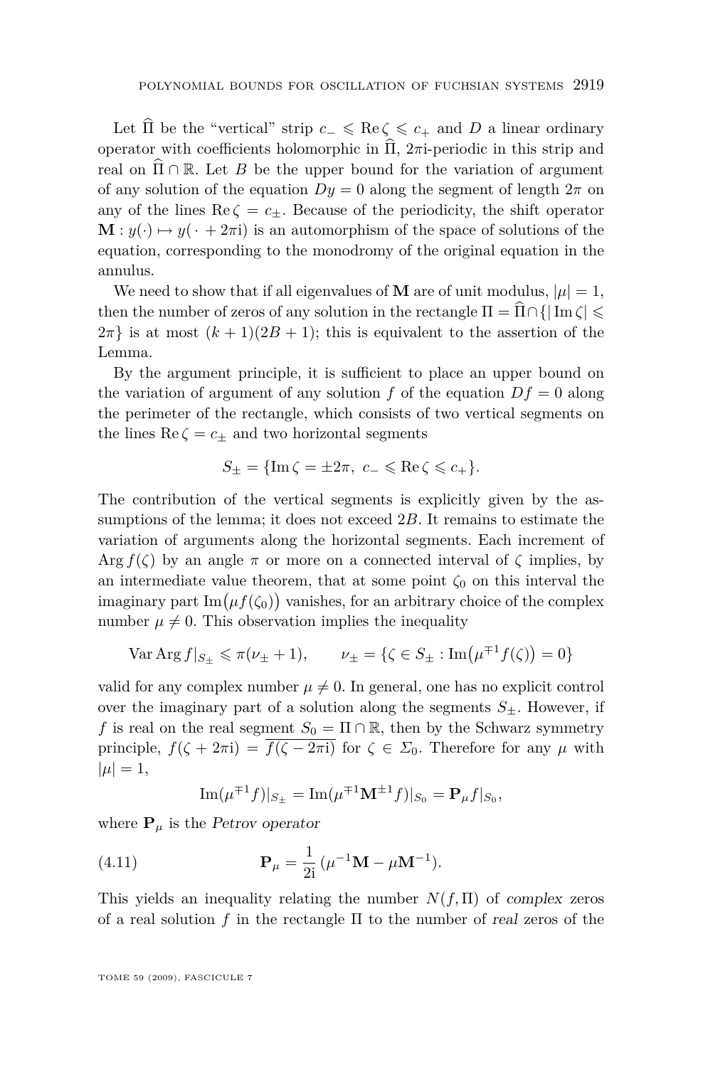Let $\widehat{\Pi}$ be the "vertical" strip $c_- \leqslant \operatorname{Re}\zeta \leqslant c_+$ and $D$ a linear ordinary operator with coefficients holomorphic in $\widehat{\Pi}$, $2\pi\mathrm{i}$-periodic in this strip and real on $\widehat{\Pi}\cap\mathbb{R}$. Let $B$ be the upper bound for the variation of argument of any solution of the equation $Dy = 0$ along the segment of length $2\pi$ on any of the lines $\operatorname{Re}\zeta = c_\pm$. Because of the periodicity, the shift operator $\mathbf{M} : y(\cdot) \mapsto y(\,\cdot\, + 2\pi\mathrm{i})$ is an automorphism of the space of solutions of the equation, corresponding to the monodromy of the original equation in the annulus.

We need to show that if all eigenvalues of $\mathbf{M}$ are of unit modulus, $|\mu| = 1$, then the number of zeros of any solution in the rectangle $\Pi = \widehat{\Pi}\cap\{|\operatorname{Im}\zeta| \leqslant 2\pi\}$ is at most $(k+1)(2B+1)$; this is equivalent to the assertion of the Lemma.

By the argument principle, it is sufficient to place an upper bound on the variation of argument of any solution $f$ of the equation $Df = 0$ along the perimeter of the rectangle, which consists of two vertical segments on the lines $\operatorname{Re}\zeta = c_\pm$ and two horizontal segments

$$S_\pm = \{\operatorname{Im}\zeta = \pm 2\pi,\ c_- \leqslant \operatorname{Re}\zeta \leqslant c_+\}.$$

The contribution of the vertical segments is explicitly given by the assumptions of the lemma; it does not exceed $2B$. It remains to estimate the variation of arguments along the horizontal segments. Each increment of $\operatorname{Arg} f(\zeta)$ by an angle $\pi$ or more on a connected interval of $\zeta$ implies, by an intermediate value theorem, that at some point $\zeta_0$ on this interval the imaginary part $\operatorname{Im}\big(\mu f(\zeta_0)\big)$ vanishes, for an arbitrary choice of the complex number $\mu \neq 0$. This observation implies the inequality

$$\operatorname{Var}\operatorname{Arg} f|_{S_\pm} \leqslant \pi(\nu_\pm + 1), \qquad \nu_\pm = \{\zeta \in S_\pm : \operatorname{Im}\big(\mu^{\mp 1} f(\zeta)\big) = 0\}$$

valid for any complex number $\mu \neq 0$. In general, one has no explicit control over the imaginary part of a solution along the segments $S_\pm$. However, if $f$ is real on the real segment $S_0 = \Pi\cap\mathbb{R}$, then by the Schwarz symmetry principle, $f(\zeta + 2\pi\mathrm{i}) = \overline{f(\zeta - 2\pi\mathrm{i})}$ for $\zeta \in \Sigma_0$. Therefore for any $\mu$ with $|\mu| = 1$,

$$\operatorname{Im}(\mu^{\mp 1} f)|_{S_\pm} = \operatorname{Im}(\mu^{\mp 1}\mathbf{M}^{\pm 1} f)|_{S_0} = \mathbf{P}_\mu f|_{S_0},$$

where $\mathbf{P}_\mu$ is the *Petrov operator*

$$\mathbf{P}_\mu = \frac{1}{2\mathrm{i}}\,(\mu^{-1}\mathbf{M} - \mu\mathbf{M}^{-1}). \tag{4.11}$$

This yields an inequality relating the number $N(f, \Pi)$ of *complex* zeros of a real solution $f$ in the rectangle $\Pi$ to the number of *real* zeros of the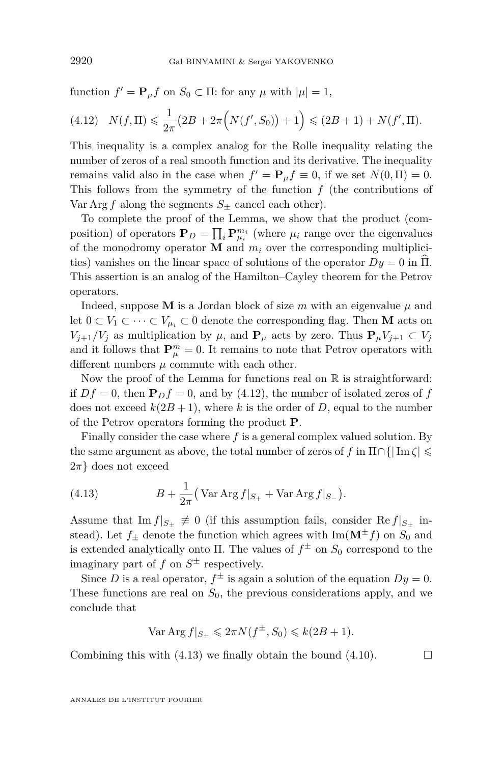function $f' = \mathbf{P}_\mu f$ on $S_0 \subset \Pi$: for any $\mu$ with $|\mu| = 1$,

$$
(4.12) \quad N(f, \Pi) \leqslant \frac{1}{2\pi}\big(2B + 2\pi\Big(N(f', S_0)\big) + 1\Big) \leqslant (2B+1) + N(f', \Pi).
$$

This inequality is a complex analog for the Rolle inequality relating the number of zeros of a real smooth function and its derivative. The inequality remains valid also in the case when $f' = \mathbf{P}_\mu f \equiv 0$, if we set $N(0, \Pi) = 0$. This follows from the symmetry of the function $f$ (the contributions of $\operatorname{Var}\operatorname{Arg} f$ along the segments $S_\pm$ cancel each other).

To complete the proof of the Lemma, we show that the product (composition) of operators $\mathbf{P}_D = \prod_i \mathbf{P}_{\mu_i}^{m_i}$ (where $\mu_i$ range over the eigenvalues of the monodromy operator $\mathbf{M}$ and $m_i$ over the corresponding multiplicities) vanishes on the linear space of solutions of the operator $Dy = 0$ in $\widehat{\Pi}$. This assertion is an analog of the Hamilton–Cayley theorem for the Petrov operators.

Indeed, suppose $\mathbf{M}$ is a Jordan block of size $m$ with an eigenvalue $\mu$ and let $0 \subset V_1 \subset \cdots \subset V_{\mu_i} \subset 0$ denote the corresponding flag. Then $\mathbf{M}$ acts on $V_{j+1}/V_j$ as multiplication by $\mu$, and $\mathbf{P}_\mu$ acts by zero. Thus $\mathbf{P}_\mu V_{j+1} \subset V_j$ and it follows that $\mathbf{P}_\mu^m = 0$. It remains to note that Petrov operators with different numbers $\mu$ commute with each other.

Now the proof of the Lemma for functions real on $\mathbb{R}$ is straightforward: if $Df = 0$, then $\mathbf{P}_D f = 0$, and by (4.12), the number of isolated zeros of $f$ does not exceed $k(2B+1)$, where $k$ is the order of $D$, equal to the number of the Petrov operators forming the product $\mathbf{P}$.

Finally consider the case where $f$ is a general complex valued solution. By the same argument as above, the total number of zeros of $f$ in $\Pi \cap \{|\operatorname{Im}\zeta| \leqslant 2\pi\}$ does not exceed

$$
(4.13) \qquad B + \frac{1}{2\pi}\big(\operatorname{Var}\operatorname{Arg} f|_{S_+} + \operatorname{Var}\operatorname{Arg} f|_{S_-}\big).
$$

Assume that $\operatorname{Im} f|_{S_\pm} \not\equiv 0$ (if this assumption fails, consider $\operatorname{Re} f|_{S_\pm}$ instead). Let $f_\pm$ denote the function which agrees with $\operatorname{Im}(\mathbf{M}^\pm f)$ on $S_0$ and is extended analytically onto $\Pi$. The values of $f^\pm$ on $S_0$ correspond to the imaginary part of $f$ on $S^\pm$ respectively.

Since $D$ is a real operator, $f^\pm$ is again a solution of the equation $Dy = 0$. These functions are real on $S_0$, the previous considerations apply, and we conclude that

$$
\operatorname{Var}\operatorname{Arg} f|_{S_\pm} \leqslant 2\pi N(f^\pm, S_0) \leqslant k(2B+1).
$$

Combining this with (4.13) we finally obtain the bound (4.10). $\square$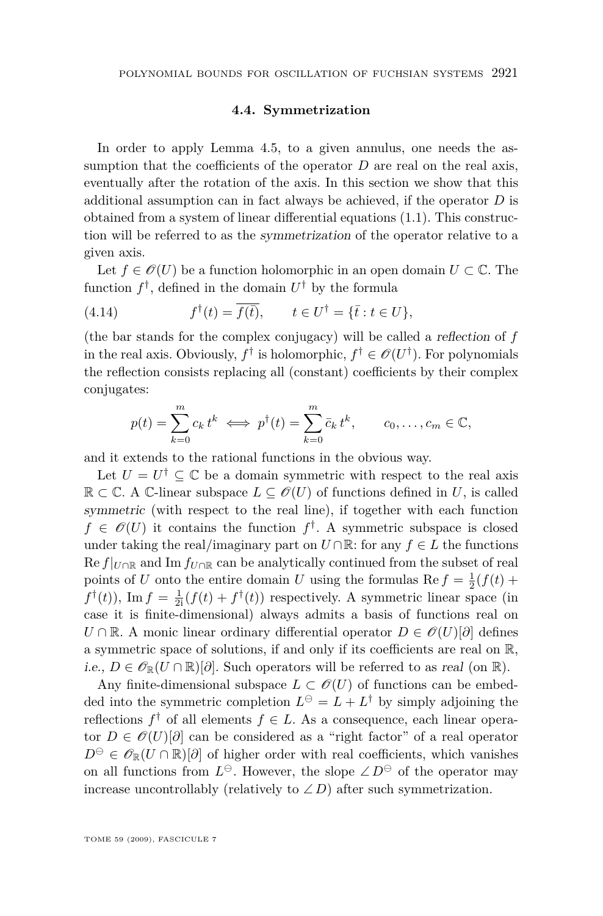### 4.4. Symmetrization

In order to apply Lemma 4.5, to a given annulus, one needs the assumption that the coefficients of the operator $D$ are real on the real axis, eventually after the rotation of the axis. In this section we show that this additional assumption can in fact always be achieved, if the operator $D$ is obtained from a system of linear differential equations (1.1). This construction will be referred to as the *symmetrization* of the operator relative to a given axis.

Let $f \in \mathscr{O}(U)$ be a function holomorphic in an open domain $U \subset \mathbb{C}$. The function $f^\dagger$, defined in the domain $U^\dagger$ by the formula

$$f^\dagger(t) = \overline{f(\bar{t})}, \qquad t \in U^\dagger = \{\bar{t} : t \in U\}, \tag{4.14}$$

(the bar stands for the complex conjugacy) will be called a *reflection* of $f$ in the real axis. Obviously, $f^\dagger$ is holomorphic, $f^\dagger \in \mathscr{O}(U^\dagger)$. For polynomials the reflection consists replacing all (constant) coefficients by their complex conjugates:

$$p(t) = \sum_{k=0}^{m} c_k\, t^k \iff p^\dagger(t) = \sum_{k=0}^{m} \bar{c}_k\, t^k, \qquad c_0, \dots, c_m \in \mathbb{C},$$

and it extends to the rational functions in the obvious way.

Let $U = U^\dagger \subseteq \mathbb{C}$ be a domain symmetric with respect to the real axis $\mathbb{R} \subset \mathbb{C}$. A $\mathbb{C}$-linear subspace $L \subseteq \mathscr{O}(U)$ of functions defined in $U$, is called *symmetric* (with respect to the real line), if together with each function $f \in \mathscr{O}(U)$ it contains the function $f^\dagger$. A symmetric subspace is closed under taking the real/imaginary part on $U \cap \mathbb{R}$: for any $f \in L$ the functions $\operatorname{Re} f|_{U\cap\mathbb{R}}$ and $\operatorname{Im} f_{U\cap\mathbb{R}}$ can be analytically continued from the subset of real points of $U$ onto the entire domain $U$ using the formulas $\operatorname{Re} f = \frac{1}{2}(f(t) + f^\dagger(t))$, $\operatorname{Im} f = \frac{1}{2\mathrm{i}}(f(t) + f^\dagger(t))$ respectively. A symmetric linear space (in case it is finite-dimensional) always admits a basis of functions real on $U \cap \mathbb{R}$. A monic linear ordinary differential operator $D \in \mathscr{O}(U)[\partial]$ defines a symmetric space of solutions, if and only if its coefficients are real on $\mathbb{R}$, *i.e.*, $D \in \mathscr{O}_{\mathbb{R}}(U \cap \mathbb{R})[\partial]$. Such operators will be referred to as *real* (on $\mathbb{R}$).

Any finite-dimensional subspace $L \subset \mathscr{O}(U)$ of functions can be embedded into the symmetric completion $L^\ominus = L + L^\dagger$ by simply adjoining the reflections $f^\dagger$ of all elements $f \in L$. As a consequence, each linear operator $D \in \mathscr{O}(U)[\partial]$ can be considered as a "right factor" of a real operator $D^\ominus \in \mathscr{O}_{\mathbb{R}}(U \cap \mathbb{R})[\partial]$ of higher order with real coefficients, which vanishes on all functions from $L^\ominus$. However, the slope $\angle D^\ominus$ of the operator may increase uncontrollably (relatively to $\angle D$) after such symmetrization.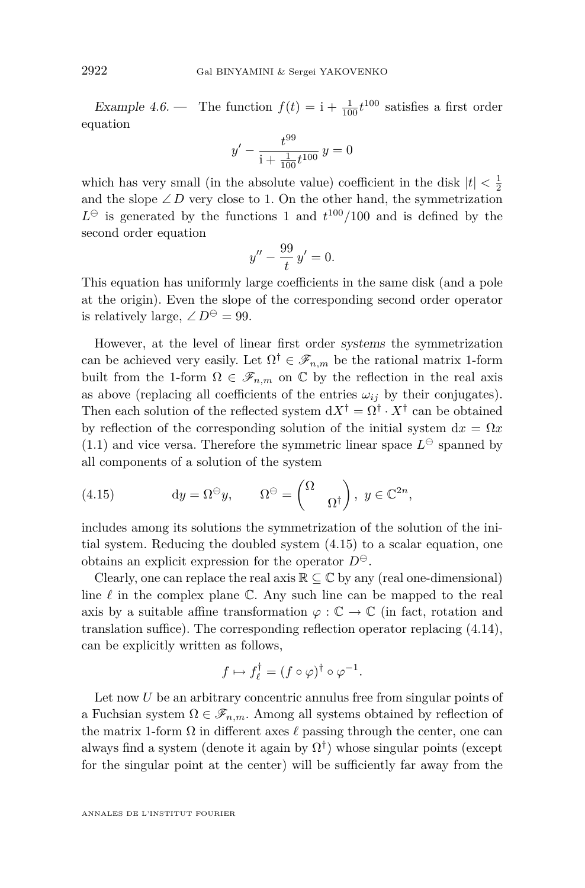*Example 4.6.* — The function $f(t) = \mathrm{i} + \frac{1}{100}t^{100}$ satisfies a first order equation

$$y' - \frac{t^{99}}{\mathrm{i} + \frac{1}{100}t^{100}}\, y = 0$$

which has very small (in the absolute value) coefficient in the disk $|t| < \frac{1}{2}$ and the slope $\angle D$ very close to 1. On the other hand, the symmetrization $L^{\ominus}$ is generated by the functions 1 and $t^{100}/100$ and is defined by the second order equation

$$y'' - \frac{99}{t}\, y' = 0.$$

This equation has uniformly large coefficients in the same disk (and a pole at the origin). Even the slope of the corresponding second order operator is relatively large, $\angle D^{\ominus} = 99$.

However, at the level of linear first order *systems* the symmetrization can be achieved very easily. Let $\Omega^{\dagger} \in \mathscr{F}_{n,m}$ be the rational matrix 1-form built from the 1-form $\Omega \in \mathscr{F}_{n,m}$ on $\mathbb{C}$ by the reflection in the real axis as above (replacing all coefficients of the entries $\omega_{ij}$ by their conjugates). Then each solution of the reflected system $\mathrm{d}X^{\dagger} = \Omega^{\dagger} \cdot X^{\dagger}$ can be obtained by reflection of the corresponding solution of the initial system $\mathrm{d}x = \Omega x$ (1.1) and vice versa. Therefore the symmetric linear space $L^{\ominus}$ spanned by all components of a solution of the system

$$\mathrm{d}y = \Omega^{\ominus} y, \qquad \Omega^{\ominus} = \begin{pmatrix} \Omega & \\ & \Omega^{\dagger} \end{pmatrix},\ y \in \mathbb{C}^{2n}, \tag{4.15}$$

includes among its solutions the symmetrization of the solution of the initial system. Reducing the doubled system (4.15) to a scalar equation, one obtains an explicit expression for the operator $D^{\ominus}$.

Clearly, one can replace the real axis $\mathbb{R} \subseteq \mathbb{C}$ by any (real one-dimensional) line $\ell$ in the complex plane $\mathbb{C}$. Any such line can be mapped to the real axis by a suitable affine transformation $\varphi : \mathbb{C} \to \mathbb{C}$ (in fact, rotation and translation suffice). The corresponding reflection operator replacing (4.14), can be explicitly written as follows,

$$f \mapsto f^{\dagger}_{\ell} = (f \circ \varphi)^{\dagger} \circ \varphi^{-1}.$$

Let now $U$ be an arbitrary concentric annulus free from singular points of a Fuchsian system $\Omega \in \mathscr{F}_{n,m}$. Among all systems obtained by reflection of the matrix 1-form $\Omega$ in different axes $\ell$ passing through the center, one can always find a system (denote it again by $\Omega^{\dagger}$) whose singular points (except for the singular point at the center) will be sufficiently far away from the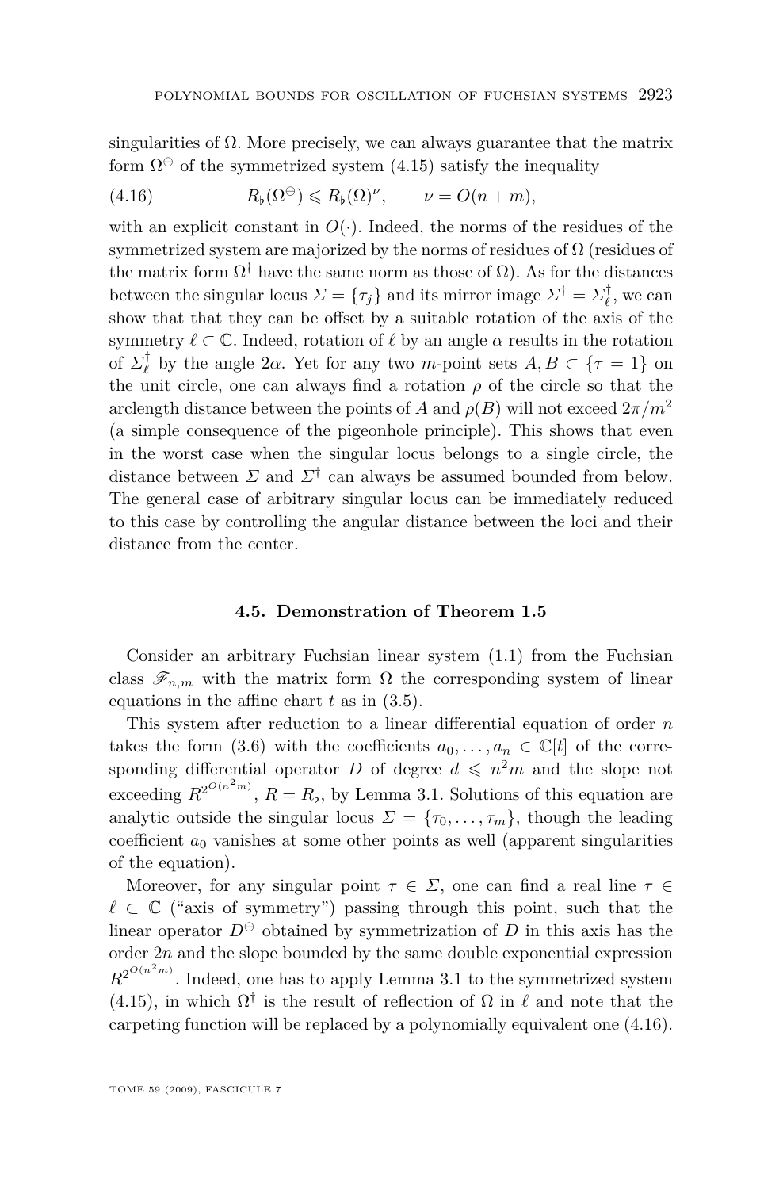singularities of $\Omega$. More precisely, we can always guarantee that the matrix form $\Omega^{\ominus}$ of the symmetrized system (4.15) satisfy the inequality

$$R_\flat(\Omega^{\ominus}) \leqslant R_\flat(\Omega)^\nu, \qquad \nu = O(n+m), \tag{4.16}$$

with an explicit constant in $O(\cdot)$. Indeed, the norms of the residues of the symmetrized system are majorized by the norms of residues of $\Omega$ (residues of the matrix form $\Omega^\dagger$ have the same norm as those of $\Omega$). As for the distances between the singular locus $\Sigma = \{\tau_j\}$ and its mirror image $\Sigma^\dagger = \Sigma_\ell^\dagger$, we can show that that they can be offset by a suitable rotation of the axis of the symmetry $\ell \subset \mathbb{C}$. Indeed, rotation of $\ell$ by an angle $\alpha$ results in the rotation of $\Sigma_\ell^\dagger$ by the angle $2\alpha$. Yet for any two $m$-point sets $A, B \subset \{\tau = 1\}$ on the unit circle, one can always find a rotation $\rho$ of the circle so that the arclength distance between the points of $A$ and $\rho(B)$ will not exceed $2\pi/m^2$ (a simple consequence of the pigeonhole principle). This shows that even in the worst case when the singular locus belongs to a single circle, the distance between $\Sigma$ and $\Sigma^\dagger$ can always be assumed bounded from below. The general case of arbitrary singular locus can be immediately reduced to this case by controlling the angular distance between the loci and their distance from the center.

### 4.5. Demonstration of Theorem 1.5

Consider an arbitrary Fuchsian linear system (1.1) from the Fuchsian class $\mathscr{F}_{n,m}$ with the matrix form $\Omega$ the corresponding system of linear equations in the affine chart $t$ as in (3.5).

This system after reduction to a linear differential equation of order $n$ takes the form (3.6) with the coefficients $a_0, \dots, a_n \in \mathbb{C}[t]$ of the corresponding differential operator $D$ of degree $d \leqslant n^2 m$ and the slope not exceeding $R^{2^{O(n^2 m)}}$, $R = R_\flat$, by Lemma 3.1. Solutions of this equation are analytic outside the singular locus $\Sigma = \{\tau_0, \dots, \tau_m\}$, though the leading coefficient $a_0$ vanishes at some other points as well (apparent singularities of the equation).

Moreover, for any singular point $\tau \in \Sigma$, one can find a real line $\tau \in \ell \subset \mathbb{C}$ ("axis of symmetry") passing through this point, such that the linear operator $D^{\ominus}$ obtained by symmetrization of $D$ in this axis has the order $2n$ and the slope bounded by the same double exponential expression $R^{2^{O(n^2 m)}}$. Indeed, one has to apply Lemma 3.1 to the symmetrized system (4.15), in which $\Omega^\dagger$ is the result of reflection of $\Omega$ in $\ell$ and note that the carpeting function will be replaced by a polynomially equivalent one (4.16).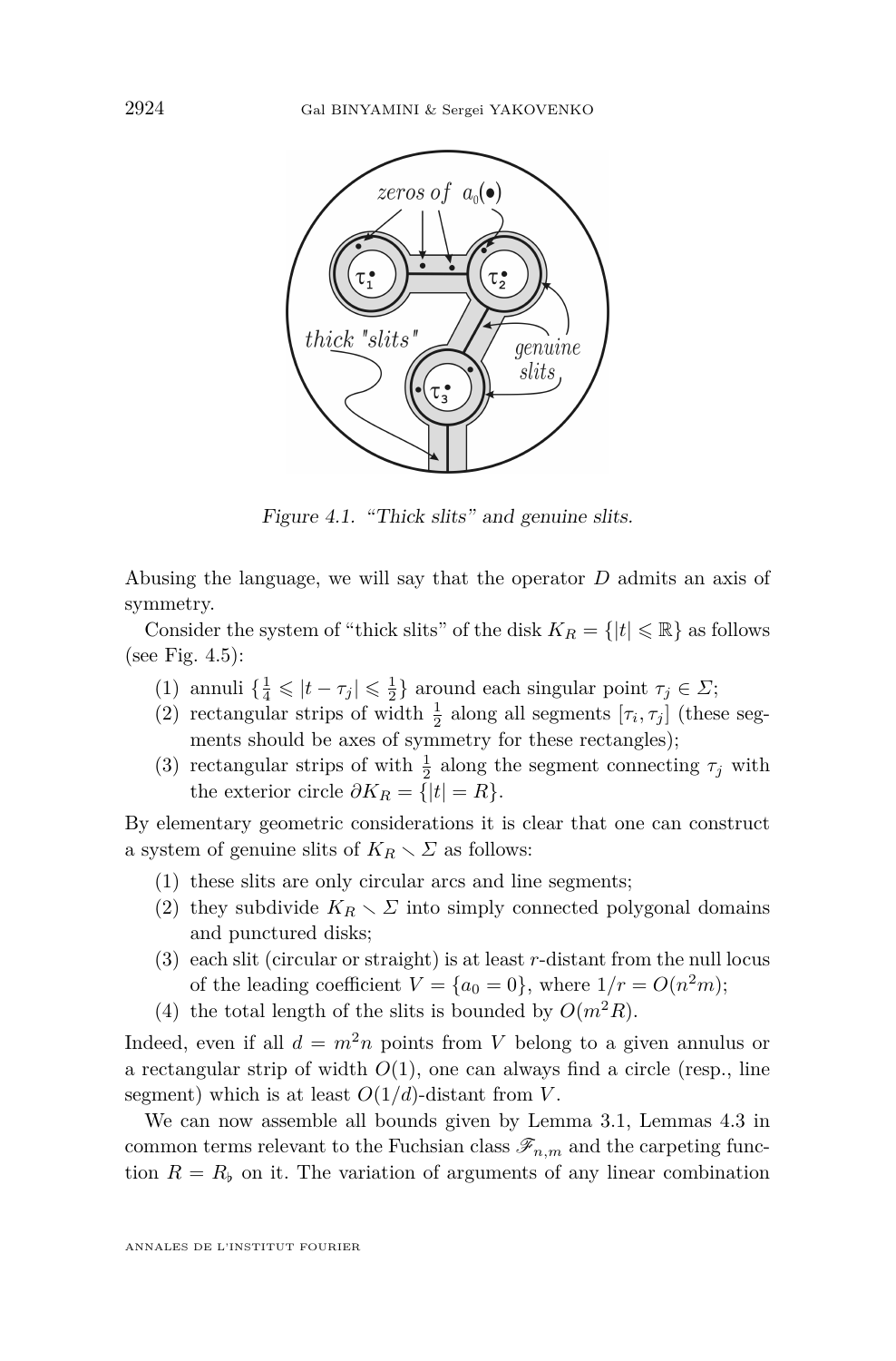Figure 4.1. “Thick slits” and genuine slits.

Abusing the language, we will say that the operator $D$ admits an axis of symmetry.

Consider the system of “thick slits” of the disk $K_R = \{|t| \leqslant \mathbb{R}\}$ as follows (see Fig. 4.5):

1. annuli $\{\frac{1}{4} \leqslant |t - \tau_j| \leqslant \frac{1}{2}\}$ around each singular point $\tau_j \in \Sigma$;
2. rectangular strips of width $\frac{1}{2}$ along all segments $[\tau_i, \tau_j]$ (these segments should be axes of symmetry for these rectangles);
3. rectangular strips of with $\frac{1}{2}$ along the segment connecting $\tau_j$ with the exterior circle $\partial K_R = \{|t| = R\}$.

By elementary geometric considerations it is clear that one can construct a system of genuine slits of $K_R \smallsetminus \Sigma$ as follows:

1. these slits are only circular arcs and line segments;
2. they subdivide $K_R \smallsetminus \Sigma$ into simply connected polygonal domains and punctured disks;
3. each slit (circular or straight) is at least $r$-distant from the null locus of the leading coefficient $V = \{a_0 = 0\}$, where $1/r = O(n^2 m)$;
4. the total length of the slits is bounded by $O(m^2 R)$.

Indeed, even if all $d = m^2 n$ points from $V$ belong to a given annulus or a rectangular strip of width $O(1)$, one can always find a circle (resp., line segment) which is at least $O(1/d)$-distant from $V$.

We can now assemble all bounds given by Lemma 3.1, Lemmas 4.3 in common terms relevant to the Fuchsian class $\mathscr{F}_{n,m}$ and the carpeting function $R = R_\flat$ on it. The variation of arguments of any linear combination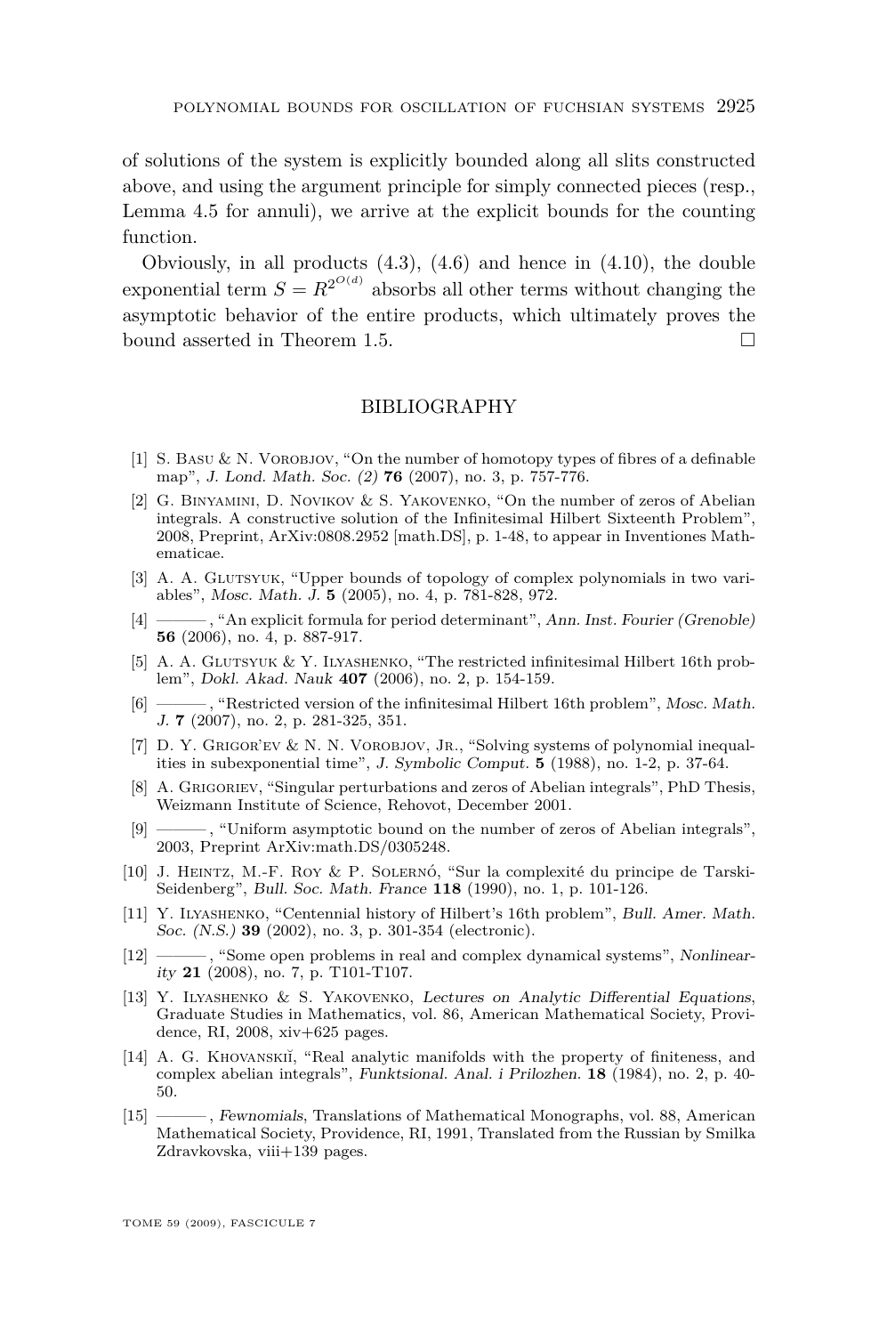of solutions of the system is explicitly bounded along all slits constructed above, and using the argument principle for simply connected pieces (resp., Lemma 4.5 for annuli), we arrive at the explicit bounds for the counting function.

Obviously, in all products (4.3), (4.6) and hence in (4.10), the double exponential term $S = R^{2^{O(d)}}$ absorbs all other terms without changing the asymptotic behavior of the entire products, which ultimately proves the bound asserted in Theorem 1.5. □

## BIBLIOGRAPHY

[1] S. Basu & N. Vorobjov, "On the number of homotopy types of fibres of a definable map", *J. Lond. Math. Soc. (2)* **76** (2007), no. 3, p. 757-776.

[2] G. Binyamini, D. Novikov & S. Yakovenko, "On the number of zeros of Abelian integrals. A constructive solution of the Infinitesimal Hilbert Sixteenth Problem", 2008, Preprint, ArXiv:0808.2952 [math.DS], p. 1-48, to appear in Inventiones Mathematicae.

[3] A. A. Glutsyuk, "Upper bounds of topology of complex polynomials in two variables", *Mosc. Math. J.* **5** (2005), no. 4, p. 781-828, 972.

[4] ———, "An explicit formula for period determinant", *Ann. Inst. Fourier (Grenoble)* **56** (2006), no. 4, p. 887-917.

[5] A. A. Glutsyuk & Y. Ilyashenko, "The restricted infinitesimal Hilbert 16th problem", *Dokl. Akad. Nauk* **407** (2006), no. 2, p. 154-159.

[6] ———, "Restricted version of the infinitesimal Hilbert 16th problem", *Mosc. Math. J.* **7** (2007), no. 2, p. 281-325, 351.

[7] D. Y. Grigor'ev & N. N. Vorobjov, Jr., "Solving systems of polynomial inequalities in subexponential time", *J. Symbolic Comput.* **5** (1988), no. 1-2, p. 37-64.

[8] A. Grigoriev, "Singular perturbations and zeros of Abelian integrals", PhD Thesis, Weizmann Institute of Science, Rehovot, December 2001.

[9] ———, "Uniform asymptotic bound on the number of zeros of Abelian integrals", 2003, Preprint ArXiv:math.DS/0305248.

[10] J. Heintz, M.-F. Roy & P. Solernó, "Sur la complexité du principe de Tarski-Seidenberg", *Bull. Soc. Math. France* **118** (1990), no. 1, p. 101-126.

[11] Y. Ilyashenko, "Centennial history of Hilbert's 16th problem", *Bull. Amer. Math. Soc. (N.S.)* **39** (2002), no. 3, p. 301-354 (electronic).

[12] ———, "Some open problems in real and complex dynamical systems", *Nonlinearity* **21** (2008), no. 7, p. T101-T107.

[13] Y. Ilyashenko & S. Yakovenko, *Lectures on Analytic Differential Equations*, Graduate Studies in Mathematics, vol. 86, American Mathematical Society, Providence, RI, 2008, xiv+625 pages.

[14] A. G. Khovanskiĭ, "Real analytic manifolds with the property of finiteness, and complex abelian integrals", *Funktsional. Anal. i Prilozhen.* **18** (1984), no. 2, p. 40-50.

[15] ———, *Fewnomials*, Translations of Mathematical Monographs, vol. 88, American Mathematical Society, Providence, RI, 1991, Translated from the Russian by Smilka Zdravkovska, viii+139 pages.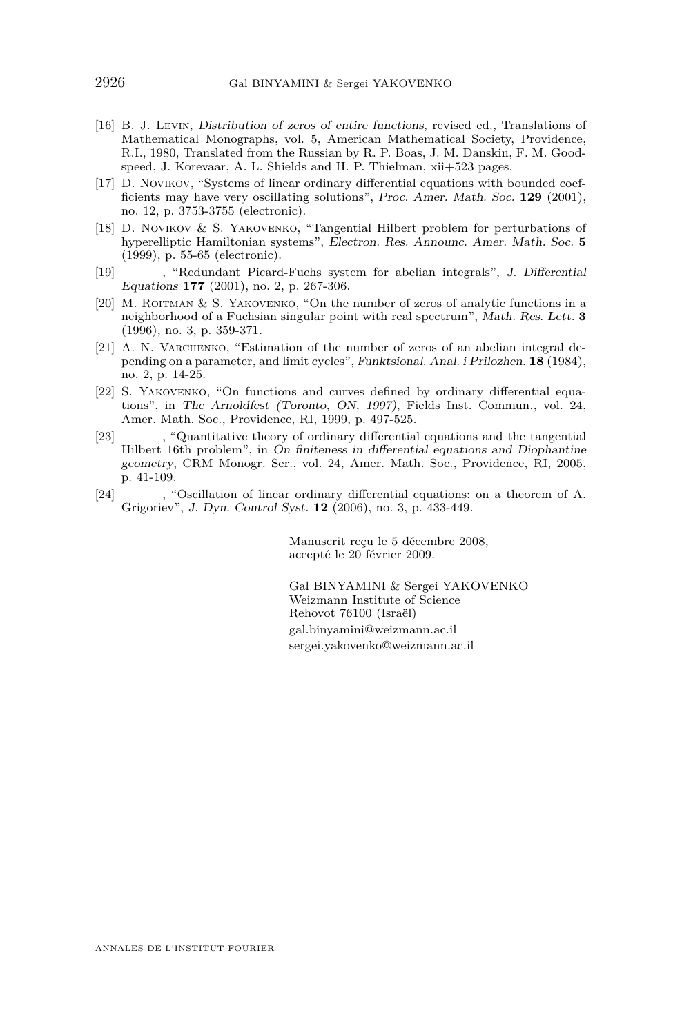[16] B. J. Levin, *Distribution of zeros of entire functions*, revised ed., Translations of Mathematical Monographs, vol. 5, American Mathematical Society, Providence, R.I., 1980, Translated from the Russian by R. P. Boas, J. M. Danskin, F. M. Goodspeed, J. Korevaar, A. L. Shields and H. P. Thielman, xii+523 pages.

[17] D. Novikov, "Systems of linear ordinary differential equations with bounded coefficients may have very oscillating solutions", *Proc. Amer. Math. Soc.* **129** (2001), no. 12, p. 3753-3755 (electronic).

[18] D. Novikov & S. Yakovenko, "Tangential Hilbert problem for perturbations of hyperelliptic Hamiltonian systems", *Electron. Res. Announc. Amer. Math. Soc.* **5** (1999), p. 55-65 (electronic).

[19] ———, "Redundant Picard-Fuchs system for abelian integrals", *J. Differential Equations* **177** (2001), no. 2, p. 267-306.

[20] M. Roitman & S. Yakovenko, "On the number of zeros of analytic functions in a neighborhood of a Fuchsian singular point with real spectrum", *Math. Res. Lett.* **3** (1996), no. 3, p. 359-371.

[21] A. N. Varchenko, "Estimation of the number of zeros of an abelian integral depending on a parameter, and limit cycles", *Funktsional. Anal. i Prilozhen.* **18** (1984), no. 2, p. 14-25.

[22] S. Yakovenko, "On functions and curves defined by ordinary differential equations", in *The Arnoldfest (Toronto, ON, 1997)*, Fields Inst. Commun., vol. 24, Amer. Math. Soc., Providence, RI, 1999, p. 497-525.

[23] ———, "Quantitative theory of ordinary differential equations and the tangential Hilbert 16th problem", in *On finiteness in differential equations and Diophantine geometry*, CRM Monogr. Ser., vol. 24, Amer. Math. Soc., Providence, RI, 2005, p. 41-109.

[24] ———, "Oscillation of linear ordinary differential equations: on a theorem of A. Grigoriev", *J. Dyn. Control Syst.* **12** (2006), no. 3, p. 433-449.

Manuscrit reçu le 5 décembre 2008,
accepté le 20 février 2009.

Gal BINYAMINI & Sergei YAKOVENKO
Weizmann Institute of Science
Rehovot 76100 (Israël)
gal.binyamini@weizmann.ac.il
sergei.yakovenko@weizmann.ac.il